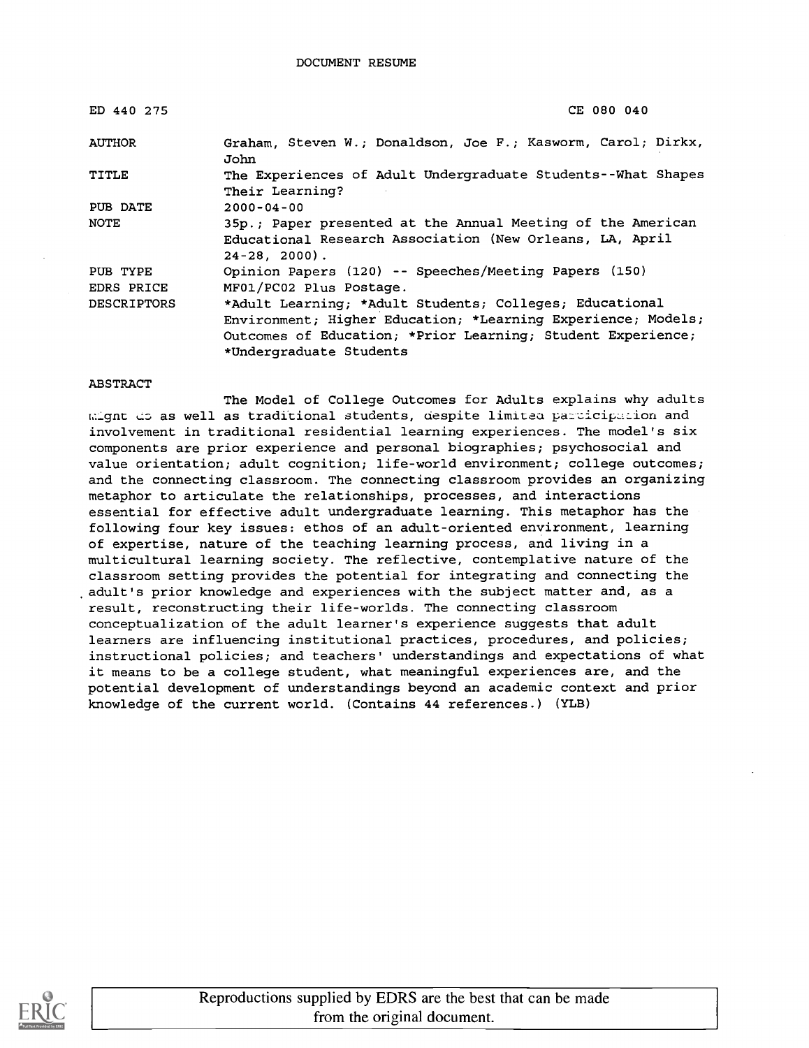DOCUMENT RESUME

| | |
|---|---|
| ED 440 275 | CE 080 040 |
| AUTHOR | Graham, Steven W.; Donaldson, Joe F.; Kasworm, Carol; Dirkx, John |
| TITLE | The Experiences of Adult Undergraduate Students--What Shapes Their Learning? |
| PUB DATE | 2000-04-00 |
| NOTE | 35p.; Paper presented at the Annual Meeting of the American Educational Research Association (New Orleans, LA, April 24-28, 2000). |
| PUB TYPE | Opinion Papers (120) -- Speeches/Meeting Papers (150) |
| EDRS PRICE | MF01/PC02 Plus Postage. |
| DESCRIPTORS | *Adult Learning; *Adult Students; Colleges; Educational Environment; Higher Education; *Learning Experience; Models; Outcomes of Education; *Prior Learning; Student Experience; *Undergraduate Students |

ABSTRACT

The Model of College Outcomes for Adults explains why adults might do as well as traditional students, despite limited participation and involvement in traditional residential learning experiences. The model's six components are prior experience and personal biographies; psychosocial and value orientation; adult cognition; life-world environment; college outcomes; and the connecting classroom. The connecting classroom provides an organizing metaphor to articulate the relationships, processes, and interactions essential for effective adult undergraduate learning. This metaphor has the following four key issues: ethos of an adult-oriented environment, learning of expertise, nature of the teaching learning process, and living in a multicultural learning society. The reflective, contemplative nature of the classroom setting provides the potential for integrating and connecting the adult's prior knowledge and experiences with the subject matter and, as a result, reconstructing their life-worlds. The connecting classroom conceptualization of the adult learner's experience suggests that adult learners are influencing institutional practices, procedures, and policies; instructional policies; and teachers' understandings and expectations of what it means to be a college student, what meaningful experiences are, and the potential development of understandings beyond an academic context and prior knowledge of the current world. (Contains 44 references.) (YLB)

Reproductions supplied by EDRS are the best that can be made from the original document.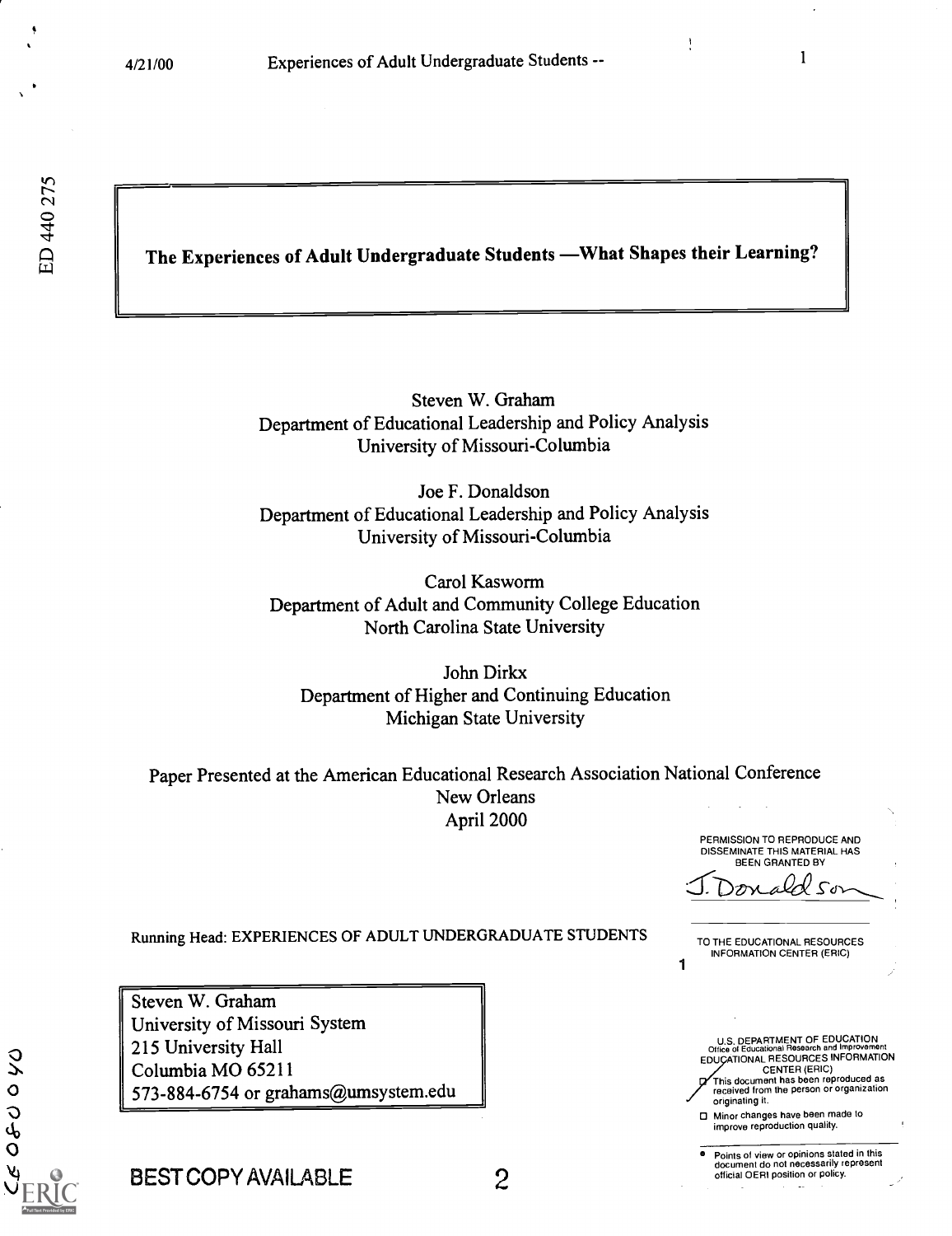# The Experiences of Adult Undergraduate Students —What Shapes their Learning?

Steven W. Graham
Department of Educational Leadership and Policy Analysis
University of Missouri-Columbia

Joe F. Donaldson
Department of Educational Leadership and Policy Analysis
University of Missouri-Columbia

Carol Kasworm
Department of Adult and Community College Education
North Carolina State University

John Dirkx
Department of Higher and Continuing Education
Michigan State University

Paper Presented at the American Educational Research Association National Conference
New Orleans
April 2000

Running Head: EXPERIENCES OF ADULT UNDERGRADUATE STUDENTS

Steven W. Graham
University of Missouri System
215 University Hall
Columbia MO 65211
573-884-6754 or grahams@umsystem.edu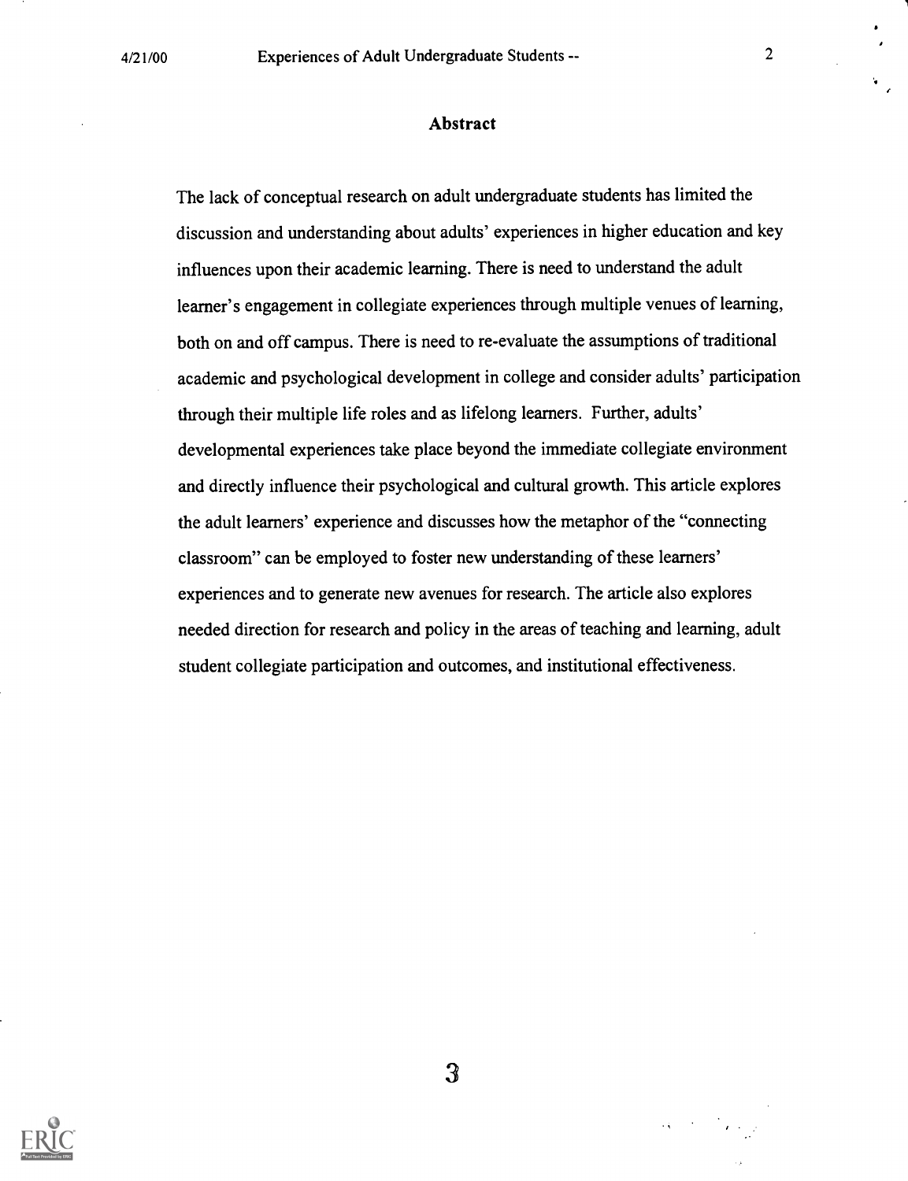## Abstract

The lack of conceptual research on adult undergraduate students has limited the discussion and understanding about adults' experiences in higher education and key influences upon their academic learning. There is need to understand the adult learner's engagement in collegiate experiences through multiple venues of learning, both on and off campus. There is need to re-evaluate the assumptions of traditional academic and psychological development in college and consider adults' participation through their multiple life roles and as lifelong learners. Further, adults' developmental experiences take place beyond the immediate collegiate environment and directly influence their psychological and cultural growth. This article explores the adult learners' experience and discusses how the metaphor of the "connecting classroom" can be employed to foster new understanding of these learners' experiences and to generate new avenues for research. The article also explores needed direction for research and policy in the areas of teaching and learning, adult student collegiate participation and outcomes, and institutional effectiveness.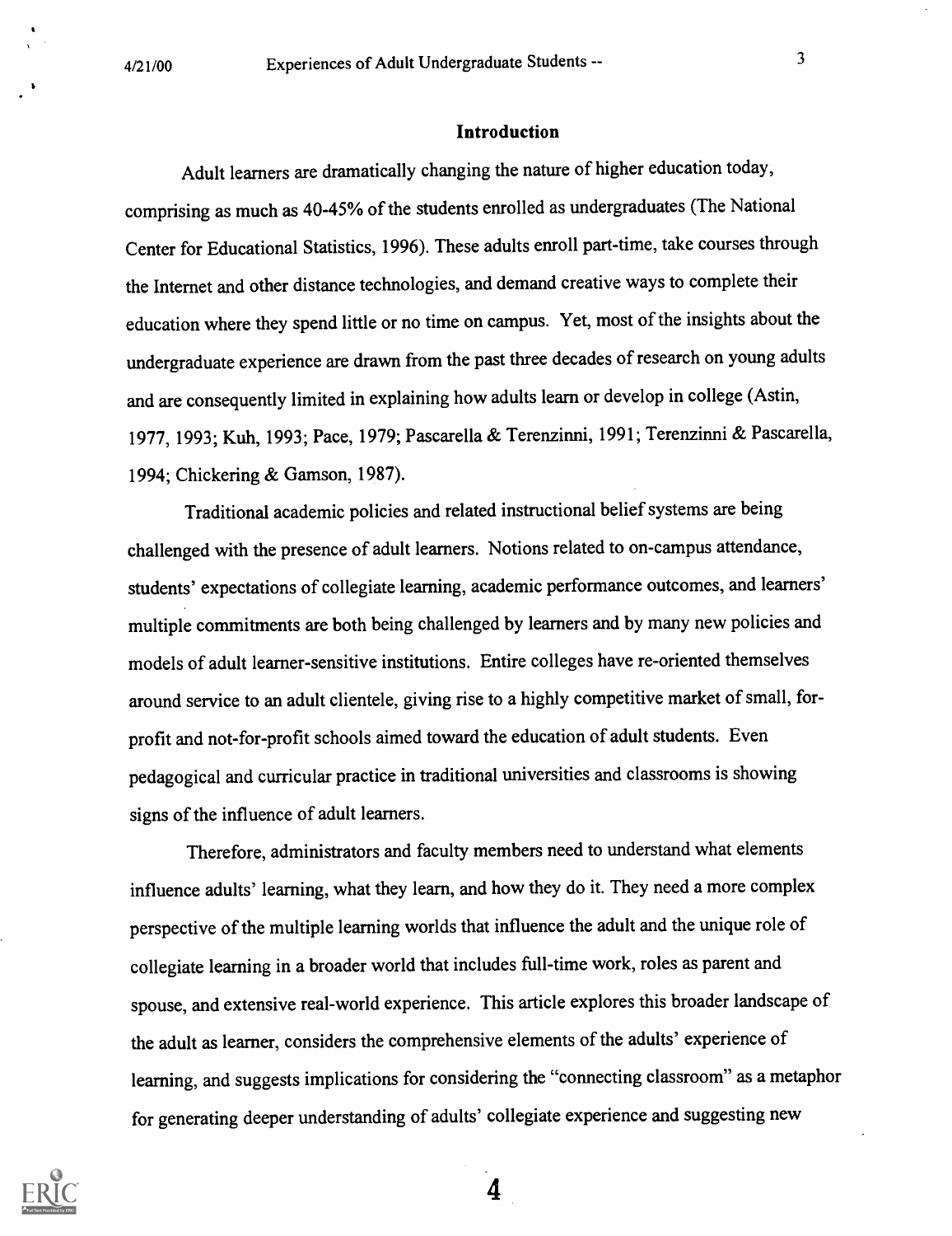## Introduction

Adult learners are dramatically changing the nature of higher education today, comprising as much as 40-45% of the students enrolled as undergraduates (The National Center for Educational Statistics, 1996). These adults enroll part-time, take courses through the Internet and other distance technologies, and demand creative ways to complete their education where they spend little or no time on campus. Yet, most of the insights about the undergraduate experience are drawn from the past three decades of research on young adults and are consequently limited in explaining how adults learn or develop in college (Astin, 1977, 1993; Kuh, 1993; Pace, 1979; Pascarella & Terenzinni, 1991; Terenzinni & Pascarella, 1994; Chickering & Gamson, 1987).

Traditional academic policies and related instructional belief systems are being challenged with the presence of adult learners. Notions related to on-campus attendance, students' expectations of collegiate learning, academic performance outcomes, and learners' multiple commitments are both being challenged by learners and by many new policies and models of adult learner-sensitive institutions. Entire colleges have re-oriented themselves around service to an adult clientele, giving rise to a highly competitive market of small, for-profit and not-for-profit schools aimed toward the education of adult students. Even pedagogical and curricular practice in traditional universities and classrooms is showing signs of the influence of adult learners.

Therefore, administrators and faculty members need to understand what elements influence adults' learning, what they learn, and how they do it. They need a more complex perspective of the multiple learning worlds that influence the adult and the unique role of collegiate learning in a broader world that includes full-time work, roles as parent and spouse, and extensive real-world experience. This article explores this broader landscape of the adult as learner, considers the comprehensive elements of the adults' experience of learning, and suggests implications for considering the "connecting classroom" as a metaphor for generating deeper understanding of adults' collegiate experience and suggesting new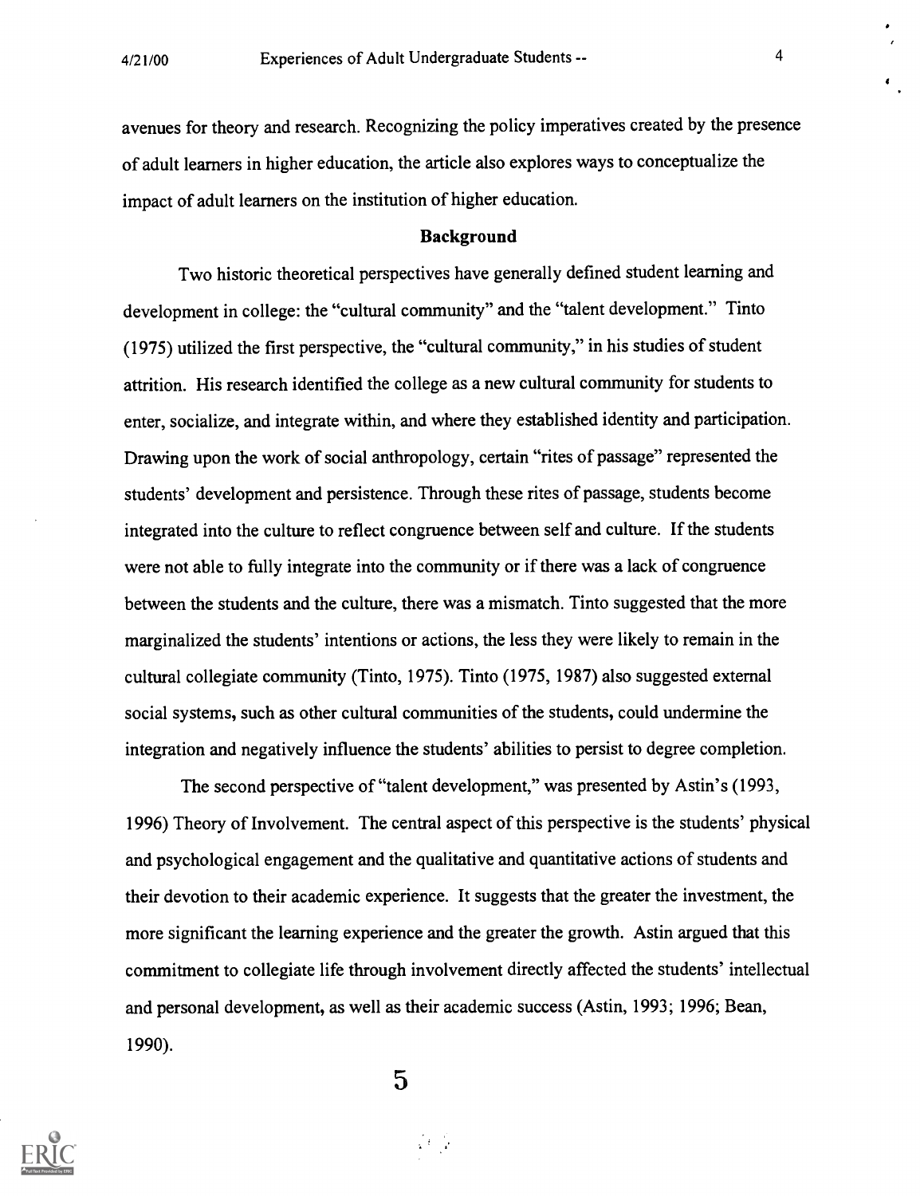avenues for theory and research. Recognizing the policy imperatives created by the presence of adult learners in higher education, the article also explores ways to conceptualize the impact of adult learners on the institution of higher education.

## Background

Two historic theoretical perspectives have generally defined student learning and development in college: the "cultural community" and the "talent development." Tinto (1975) utilized the first perspective, the "cultural community," in his studies of student attrition. His research identified the college as a new cultural community for students to enter, socialize, and integrate within, and where they established identity and participation. Drawing upon the work of social anthropology, certain "rites of passage" represented the students' development and persistence. Through these rites of passage, students become integrated into the culture to reflect congruence between self and culture. If the students were not able to fully integrate into the community or if there was a lack of congruence between the students and the culture, there was a mismatch. Tinto suggested that the more marginalized the students' intentions or actions, the less they were likely to remain in the cultural collegiate community (Tinto, 1975). Tinto (1975, 1987) also suggested external social systems, such as other cultural communities of the students, could undermine the integration and negatively influence the students' abilities to persist to degree completion.

The second perspective of "talent development," was presented by Astin's (1993, 1996) Theory of Involvement. The central aspect of this perspective is the students' physical and psychological engagement and the qualitative and quantitative actions of students and their devotion to their academic experience. It suggests that the greater the investment, the more significant the learning experience and the greater the growth. Astin argued that this commitment to collegiate life through involvement directly affected the students' intellectual and personal development, as well as their academic success (Astin, 1993; 1996; Bean, 1990).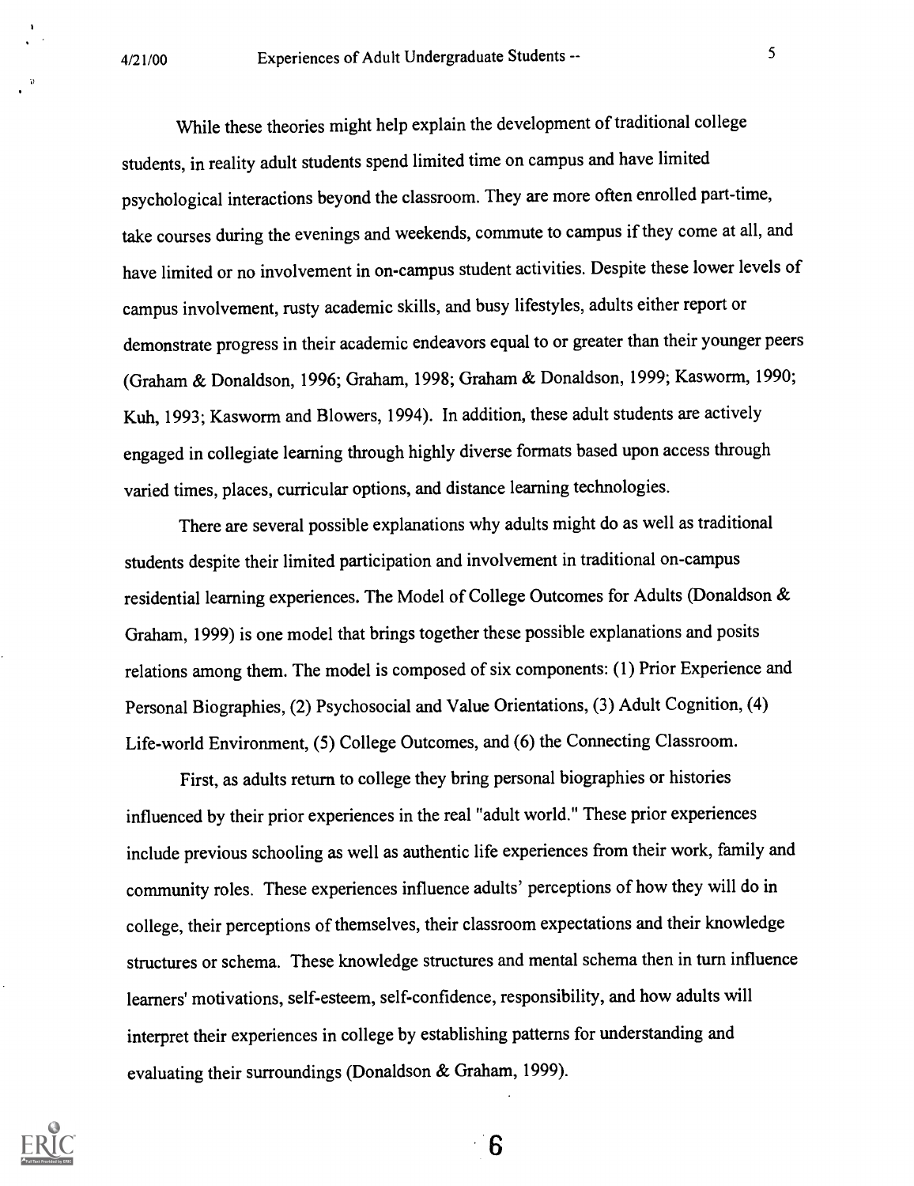While these theories might help explain the development of traditional college students, in reality adult students spend limited time on campus and have limited psychological interactions beyond the classroom. They are more often enrolled part-time, take courses during the evenings and weekends, commute to campus if they come at all, and have limited or no involvement in on-campus student activities. Despite these lower levels of campus involvement, rusty academic skills, and busy lifestyles, adults either report or demonstrate progress in their academic endeavors equal to or greater than their younger peers (Graham & Donaldson, 1996; Graham, 1998; Graham & Donaldson, 1999; Kasworm, 1990; Kuh, 1993; Kasworm and Blowers, 1994). In addition, these adult students are actively engaged in collegiate learning through highly diverse formats based upon access through varied times, places, curricular options, and distance learning technologies.

There are several possible explanations why adults might do as well as traditional students despite their limited participation and involvement in traditional on-campus residential learning experiences. The Model of College Outcomes for Adults (Donaldson & Graham, 1999) is one model that brings together these possible explanations and posits relations among them. The model is composed of six components: (1) Prior Experience and Personal Biographies, (2) Psychosocial and Value Orientations, (3) Adult Cognition, (4) Life-world Environment, (5) College Outcomes, and (6) the Connecting Classroom.

First, as adults return to college they bring personal biographies or histories influenced by their prior experiences in the real "adult world." These prior experiences include previous schooling as well as authentic life experiences from their work, family and community roles. These experiences influence adults' perceptions of how they will do in college, their perceptions of themselves, their classroom expectations and their knowledge structures or schema. These knowledge structures and mental schema then in turn influence learners' motivations, self-esteem, self-confidence, responsibility, and how adults will interpret their experiences in college by establishing patterns for understanding and evaluating their surroundings (Donaldson & Graham, 1999).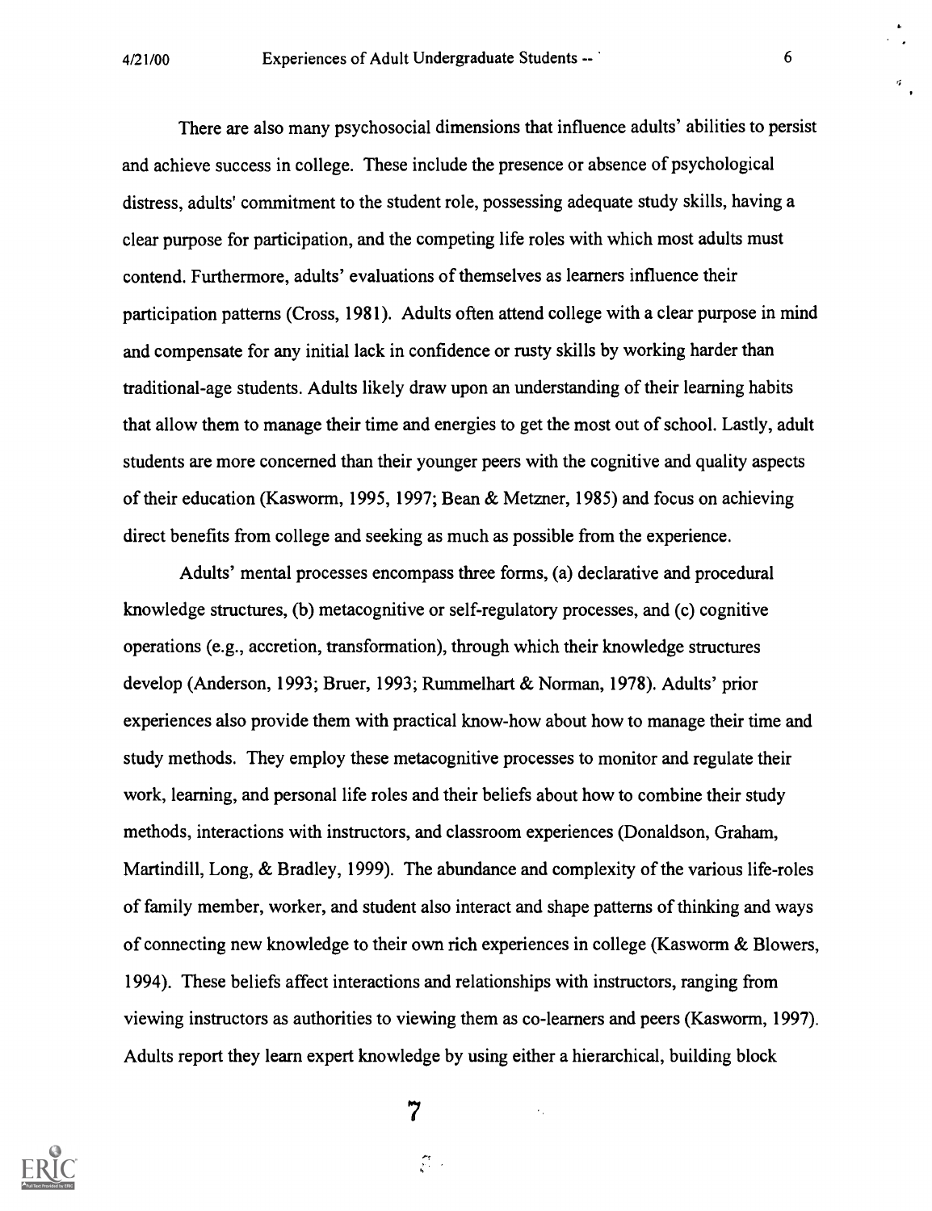There are also many psychosocial dimensions that influence adults' abilities to persist and achieve success in college. These include the presence or absence of psychological distress, adults' commitment to the student role, possessing adequate study skills, having a clear purpose for participation, and the competing life roles with which most adults must contend. Furthermore, adults' evaluations of themselves as learners influence their participation patterns (Cross, 1981). Adults often attend college with a clear purpose in mind and compensate for any initial lack in confidence or rusty skills by working harder than traditional-age students. Adults likely draw upon an understanding of their learning habits that allow them to manage their time and energies to get the most out of school. Lastly, adult students are more concerned than their younger peers with the cognitive and quality aspects of their education (Kasworm, 1995, 1997; Bean & Metzner, 1985) and focus on achieving direct benefits from college and seeking as much as possible from the experience.

Adults' mental processes encompass three forms, (a) declarative and procedural knowledge structures, (b) metacognitive or self-regulatory processes, and (c) cognitive operations (e.g., accretion, transformation), through which their knowledge structures develop (Anderson, 1993; Bruer, 1993; Rummelhart & Norman, 1978). Adults' prior experiences also provide them with practical know-how about how to manage their time and study methods. They employ these metacognitive processes to monitor and regulate their work, learning, and personal life roles and their beliefs about how to combine their study methods, interactions with instructors, and classroom experiences (Donaldson, Graham, Martindill, Long, & Bradley, 1999). The abundance and complexity of the various life-roles of family member, worker, and student also interact and shape patterns of thinking and ways of connecting new knowledge to their own rich experiences in college (Kasworm & Blowers, 1994). These beliefs affect interactions and relationships with instructors, ranging from viewing instructors as authorities to viewing them as co-learners and peers (Kasworm, 1997). Adults report they learn expert knowledge by using either a hierarchical, building block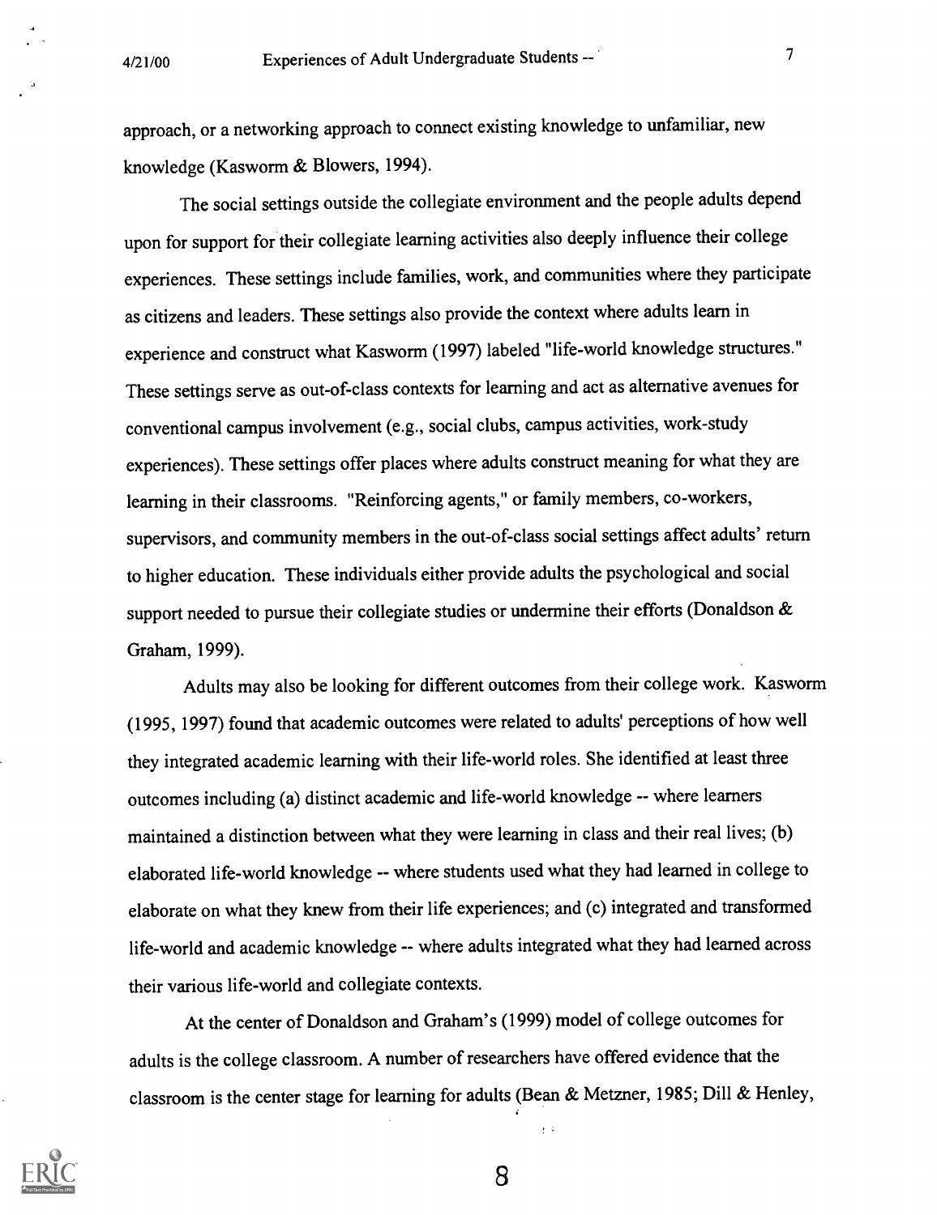approach, or a networking approach to connect existing knowledge to unfamiliar, new knowledge (Kasworm & Blowers, 1994).

The social settings outside the collegiate environment and the people adults depend upon for support for their collegiate learning activities also deeply influence their college experiences. These settings include families, work, and communities where they participate as citizens and leaders. These settings also provide the context where adults learn in experience and construct what Kasworm (1997) labeled "life-world knowledge structures." These settings serve as out-of-class contexts for learning and act as alternative avenues for conventional campus involvement (e.g., social clubs, campus activities, work-study experiences). These settings offer places where adults construct meaning for what they are learning in their classrooms. "Reinforcing agents," or family members, co-workers, supervisors, and community members in the out-of-class social settings affect adults' return to higher education. These individuals either provide adults the psychological and social support needed to pursue their collegiate studies or undermine their efforts (Donaldson & Graham, 1999).

Adults may also be looking for different outcomes from their college work. Kasworm (1995, 1997) found that academic outcomes were related to adults' perceptions of how well they integrated academic learning with their life-world roles. She identified at least three outcomes including (a) distinct academic and life-world knowledge -- where learners maintained a distinction between what they were learning in class and their real lives; (b) elaborated life-world knowledge -- where students used what they had learned in college to elaborate on what they knew from their life experiences; and (c) integrated and transformed life-world and academic knowledge -- where adults integrated what they had learned across their various life-world and collegiate contexts.

At the center of Donaldson and Graham's (1999) model of college outcomes for adults is the college classroom. A number of researchers have offered evidence that the classroom is the center stage for learning for adults (Bean & Metzner, 1985; Dill & Henley,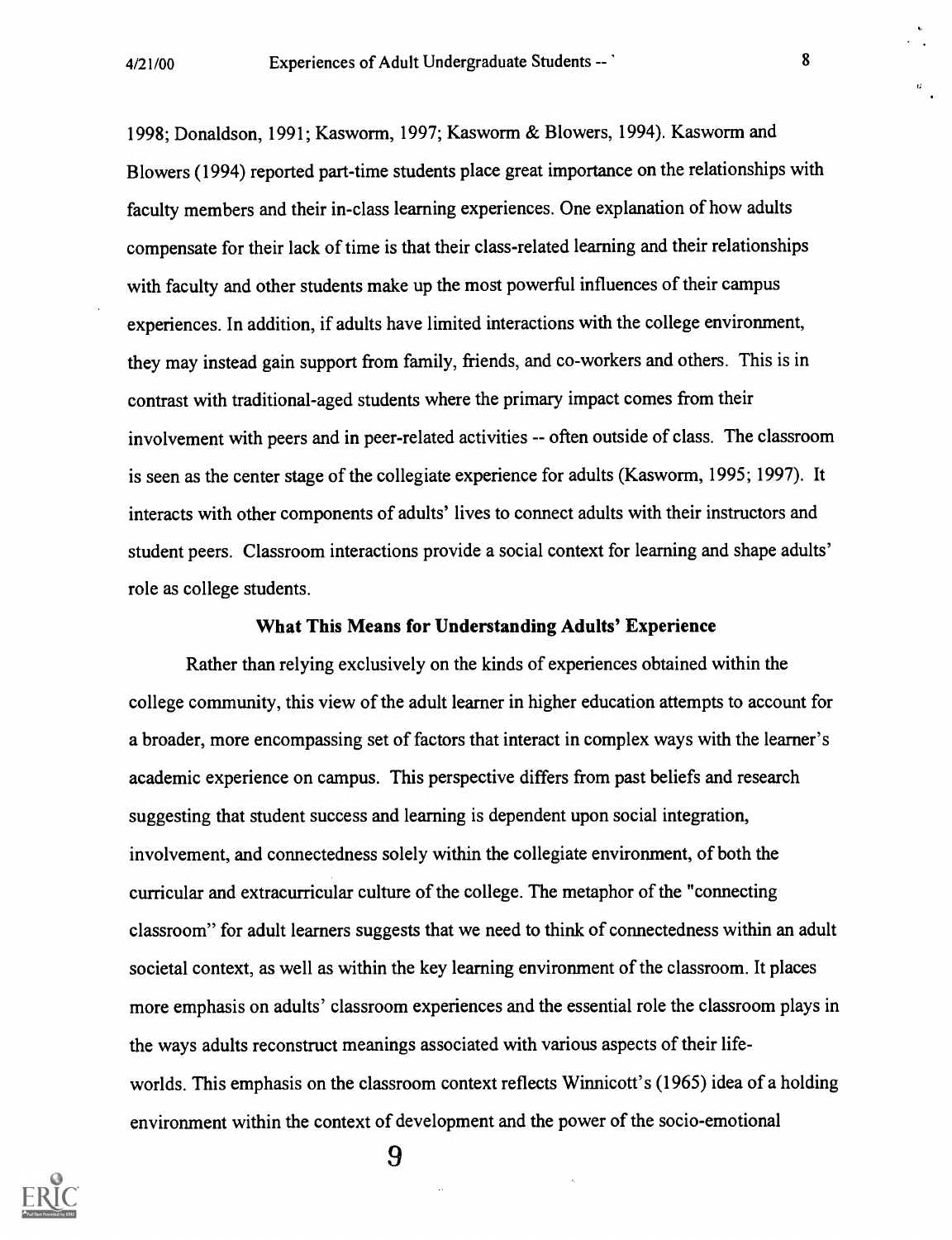1998; Donaldson, 1991; Kasworm, 1997; Kasworm & Blowers, 1994). Kasworm and Blowers (1994) reported part-time students place great importance on the relationships with faculty members and their in-class learning experiences. One explanation of how adults compensate for their lack of time is that their class-related learning and their relationships with faculty and other students make up the most powerful influences of their campus experiences. In addition, if adults have limited interactions with the college environment, they may instead gain support from family, friends, and co-workers and others. This is in contrast with traditional-aged students where the primary impact comes from their involvement with peers and in peer-related activities -- often outside of class. The classroom is seen as the center stage of the collegiate experience for adults (Kasworm, 1995; 1997). It interacts with other components of adults' lives to connect adults with their instructors and student peers. Classroom interactions provide a social context for learning and shape adults' role as college students.

### What This Means for Understanding Adults' Experience

Rather than relying exclusively on the kinds of experiences obtained within the college community, this view of the adult learner in higher education attempts to account for a broader, more encompassing set of factors that interact in complex ways with the learner's academic experience on campus. This perspective differs from past beliefs and research suggesting that student success and learning is dependent upon social integration, involvement, and connectedness solely within the collegiate environment, of both the curricular and extracurricular culture of the college. The metaphor of the "connecting classroom" for adult learners suggests that we need to think of connectedness within an adult societal context, as well as within the key learning environment of the classroom. It places more emphasis on adults' classroom experiences and the essential role the classroom plays in the ways adults reconstruct meanings associated with various aspects of their life-worlds. This emphasis on the classroom context reflects Winnicott's (1965) idea of a holding environment within the context of development and the power of the socio-emotional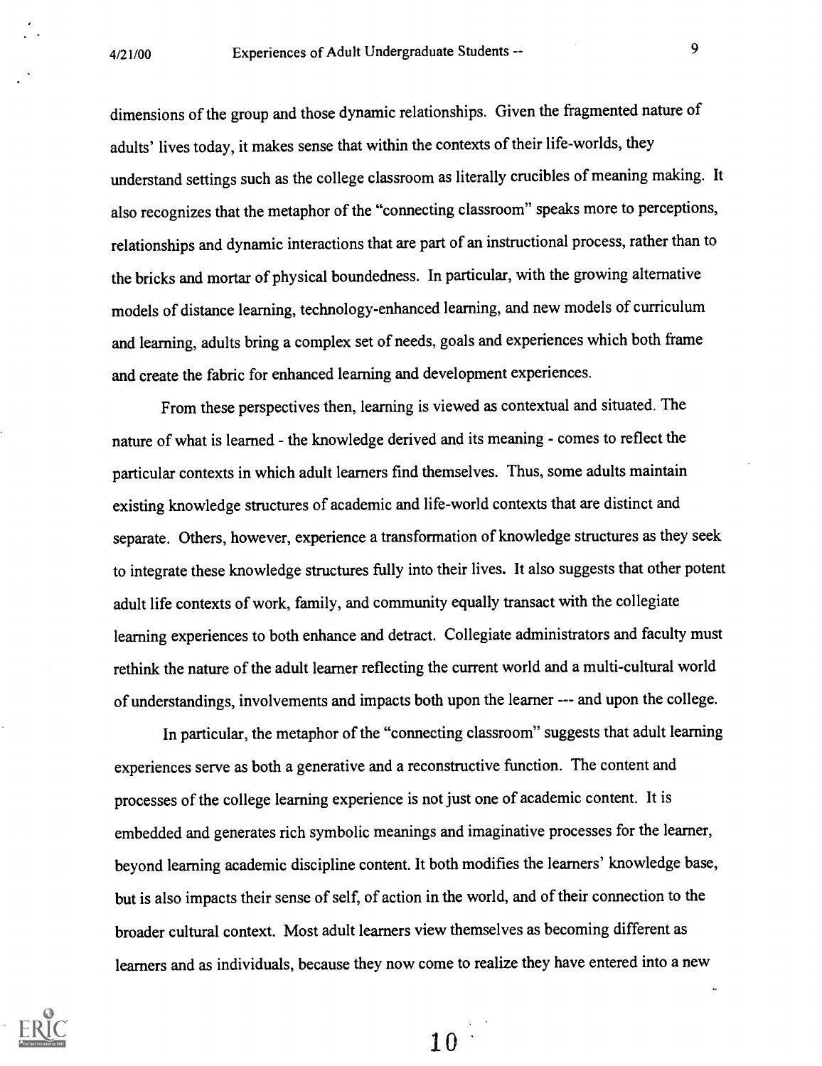dimensions of the group and those dynamic relationships. Given the fragmented nature of adults' lives today, it makes sense that within the contexts of their life-worlds, they understand settings such as the college classroom as literally crucibles of meaning making. It also recognizes that the metaphor of the "connecting classroom" speaks more to perceptions, relationships and dynamic interactions that are part of an instructional process, rather than to the bricks and mortar of physical boundedness. In particular, with the growing alternative models of distance learning, technology-enhanced learning, and new models of curriculum and learning, adults bring a complex set of needs, goals and experiences which both frame and create the fabric for enhanced learning and development experiences.

From these perspectives then, learning is viewed as contextual and situated. The nature of what is learned - the knowledge derived and its meaning - comes to reflect the particular contexts in which adult learners find themselves. Thus, some adults maintain existing knowledge structures of academic and life-world contexts that are distinct and separate. Others, however, experience a transformation of knowledge structures as they seek to integrate these knowledge structures fully into their lives. It also suggests that other potent adult life contexts of work, family, and community equally transact with the collegiate learning experiences to both enhance and detract. Collegiate administrators and faculty must rethink the nature of the adult learner reflecting the current world and a multi-cultural world of understandings, involvements and impacts both upon the learner --- and upon the college.

In particular, the metaphor of the "connecting classroom" suggests that adult learning experiences serve as both a generative and a reconstructive function. The content and processes of the college learning experience is not just one of academic content. It is embedded and generates rich symbolic meanings and imaginative processes for the learner, beyond learning academic discipline content. It both modifies the learners' knowledge base, but is also impacts their sense of self, of action in the world, and of their connection to the broader cultural context. Most adult learners view themselves as becoming different as learners and as individuals, because they now come to realize they have entered into a new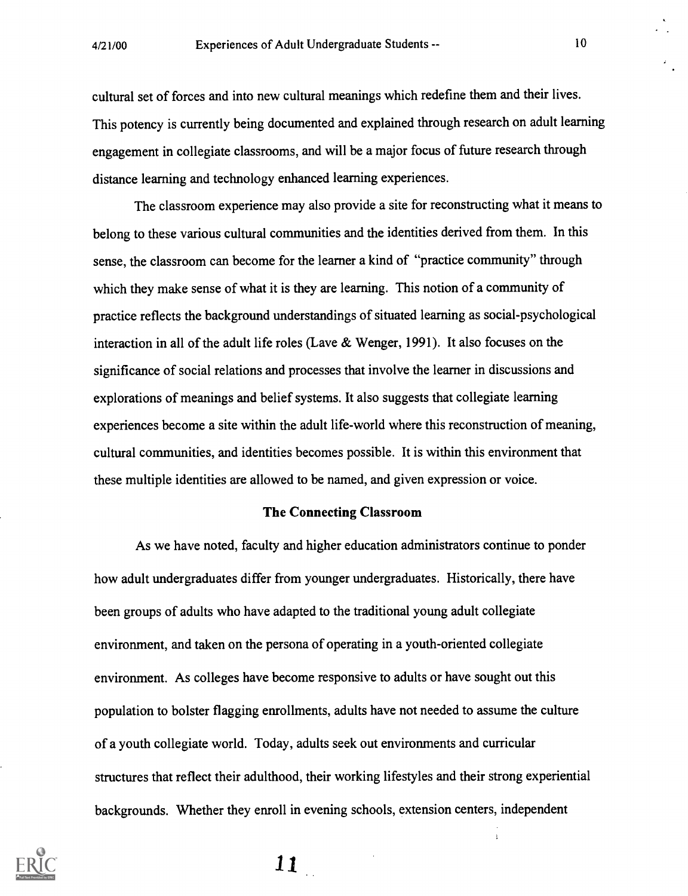cultural set of forces and into new cultural meanings which redefine them and their lives. This potency is currently being documented and explained through research on adult learning engagement in collegiate classrooms, and will be a major focus of future research through distance learning and technology enhanced learning experiences.

The classroom experience may also provide a site for reconstructing what it means to belong to these various cultural communities and the identities derived from them. In this sense, the classroom can become for the learner a kind of "practice community" through which they make sense of what it is they are learning. This notion of a community of practice reflects the background understandings of situated learning as social-psychological interaction in all of the adult life roles (Lave & Wenger, 1991). It also focuses on the significance of social relations and processes that involve the learner in discussions and explorations of meanings and belief systems. It also suggests that collegiate learning experiences become a site within the adult life-world where this reconstruction of meaning, cultural communities, and identities becomes possible. It is within this environment that these multiple identities are allowed to be named, and given expression or voice.

## The Connecting Classroom

As we have noted, faculty and higher education administrators continue to ponder how adult undergraduates differ from younger undergraduates. Historically, there have been groups of adults who have adapted to the traditional young adult collegiate environment, and taken on the persona of operating in a youth-oriented collegiate environment. As colleges have become responsive to adults or have sought out this population to bolster flagging enrollments, adults have not needed to assume the culture of a youth collegiate world. Today, adults seek out environments and curricular structures that reflect their adulthood, their working lifestyles and their strong experiential backgrounds. Whether they enroll in evening schools, extension centers, independent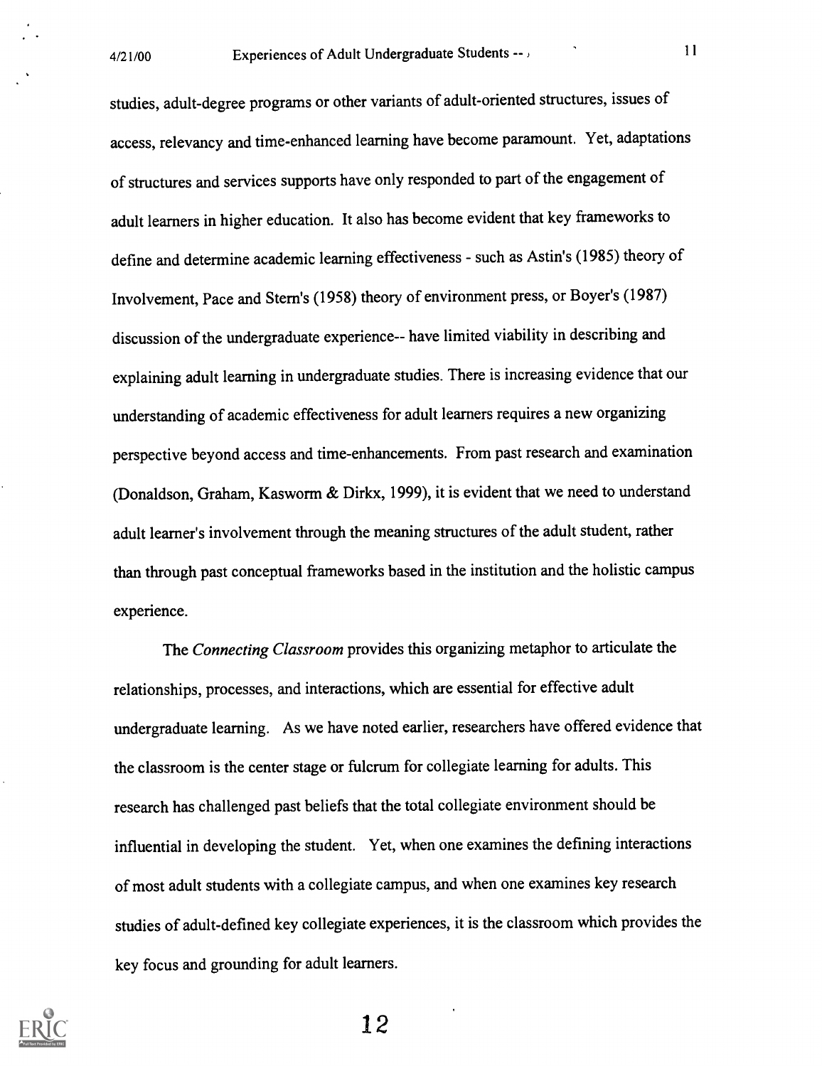studies, adult-degree programs or other variants of adult-oriented structures, issues of access, relevancy and time-enhanced learning have become paramount. Yet, adaptations of structures and services supports have only responded to part of the engagement of adult learners in higher education. It also has become evident that key frameworks to define and determine academic learning effectiveness - such as Astin's (1985) theory of Involvement, Pace and Stern's (1958) theory of environment press, or Boyer's (1987) discussion of the undergraduate experience-- have limited viability in describing and explaining adult learning in undergraduate studies. There is increasing evidence that our understanding of academic effectiveness for adult learners requires a new organizing perspective beyond access and time-enhancements. From past research and examination (Donaldson, Graham, Kasworm & Dirkx, 1999), it is evident that we need to understand adult learner's involvement through the meaning structures of the adult student, rather than through past conceptual frameworks based in the institution and the holistic campus experience.

The *Connecting Classroom* provides this organizing metaphor to articulate the relationships, processes, and interactions, which are essential for effective adult undergraduate learning. As we have noted earlier, researchers have offered evidence that the classroom is the center stage or fulcrum for collegiate learning for adults. This research has challenged past beliefs that the total collegiate environment should be influential in developing the student. Yet, when one examines the defining interactions of most adult students with a collegiate campus, and when one examines key research studies of adult-defined key collegiate experiences, it is the classroom which provides the key focus and grounding for adult learners.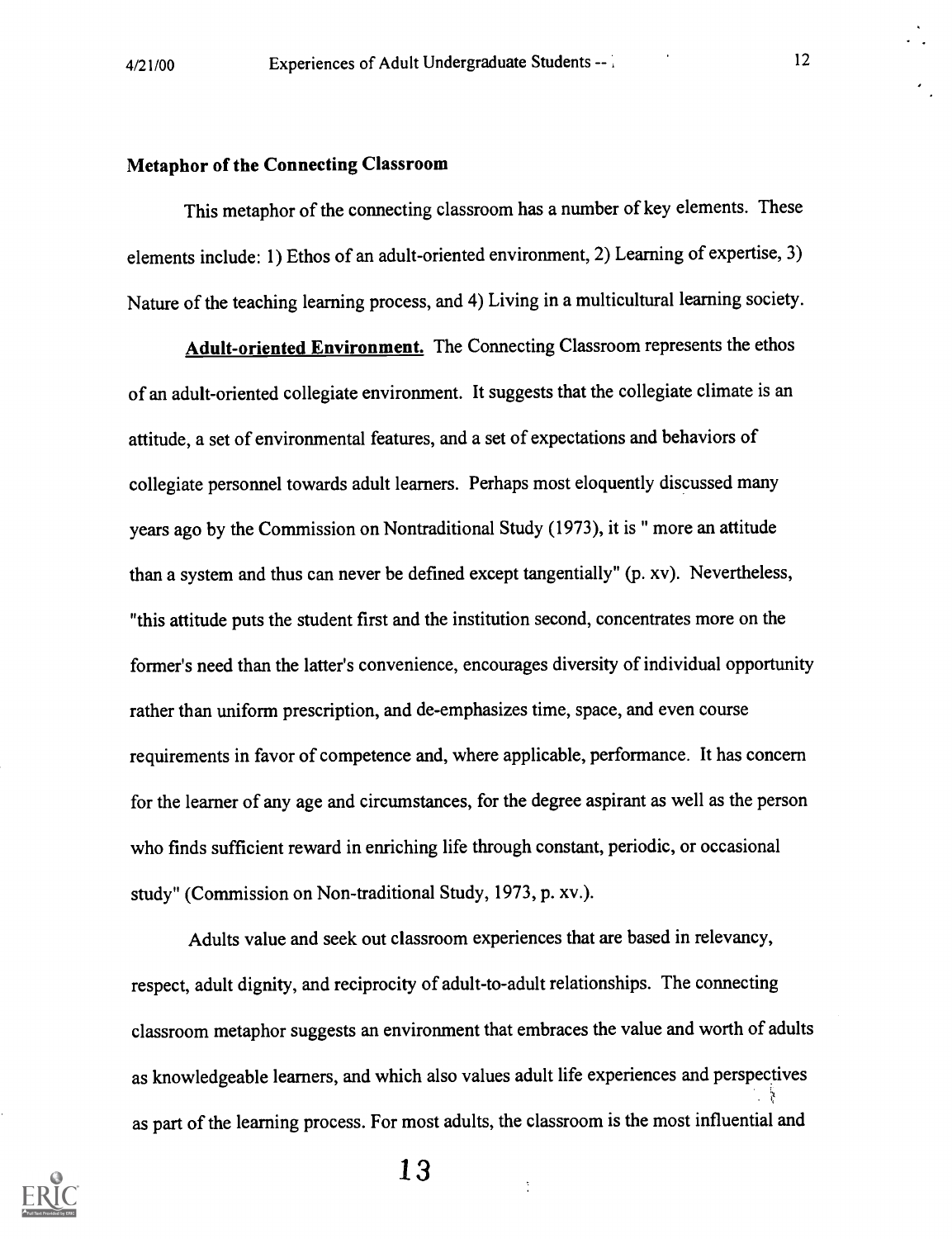### Metaphor of the Connecting Classroom

This metaphor of the connecting classroom has a number of key elements. These elements include: 1) Ethos of an adult-oriented environment, 2) Learning of expertise, 3) Nature of the teaching learning process, and 4) Living in a multicultural learning society.

**Adult-oriented Environment.** The Connecting Classroom represents the ethos of an adult-oriented collegiate environment. It suggests that the collegiate climate is an attitude, a set of environmental features, and a set of expectations and behaviors of collegiate personnel towards adult learners. Perhaps most eloquently discussed many years ago by the Commission on Nontraditional Study (1973), it is " more an attitude than a system and thus can never be defined except tangentially" (p. xv). Nevertheless, "this attitude puts the student first and the institution second, concentrates more on the former's need than the latter's convenience, encourages diversity of individual opportunity rather than uniform prescription, and de-emphasizes time, space, and even course requirements in favor of competence and, where applicable, performance. It has concern for the learner of any age and circumstances, for the degree aspirant as well as the person who finds sufficient reward in enriching life through constant, periodic, or occasional study" (Commission on Non-traditional Study, 1973, p. xv.).

Adults value and seek out classroom experiences that are based in relevancy, respect, adult dignity, and reciprocity of adult-to-adult relationships. The connecting classroom metaphor suggests an environment that embraces the value and worth of adults as knowledgeable learners, and which also values adult life experiences and perspectives as part of the learning process. For most adults, the classroom is the most influential and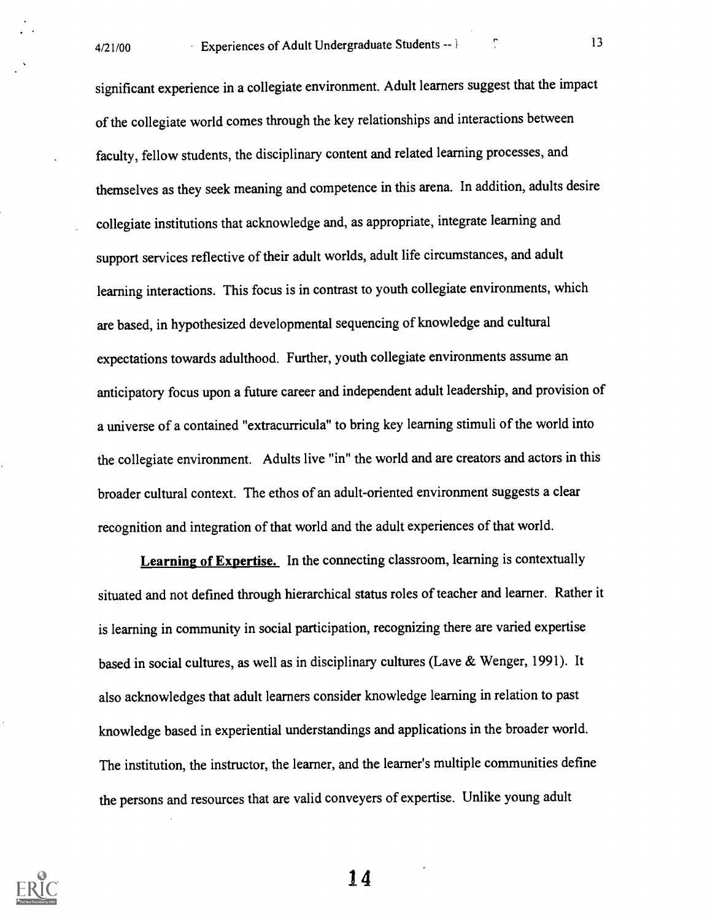significant experience in a collegiate environment. Adult learners suggest that the impact of the collegiate world comes through the key relationships and interactions between faculty, fellow students, the disciplinary content and related learning processes, and themselves as they seek meaning and competence in this arena. In addition, adults desire collegiate institutions that acknowledge and, as appropriate, integrate learning and support services reflective of their adult worlds, adult life circumstances, and adult learning interactions. This focus is in contrast to youth collegiate environments, which are based, in hypothesized developmental sequencing of knowledge and cultural expectations towards adulthood. Further, youth collegiate environments assume an anticipatory focus upon a future career and independent adult leadership, and provision of a universe of a contained "extracurricula" to bring key learning stimuli of the world into the collegiate environment. Adults live "in" the world and are creators and actors in this broader cultural context. The ethos of an adult-oriented environment suggests a clear recognition and integration of that world and the adult experiences of that world.

**Learning of Expertise.** In the connecting classroom, learning is contextually situated and not defined through hierarchical status roles of teacher and learner. Rather it is learning in community in social participation, recognizing there are varied expertise based in social cultures, as well as in disciplinary cultures (Lave & Wenger, 1991). It also acknowledges that adult learners consider knowledge learning in relation to past knowledge based in experiential understandings and applications in the broader world. The institution, the instructor, the learner, and the learner's multiple communities define the persons and resources that are valid conveyers of expertise. Unlike young adult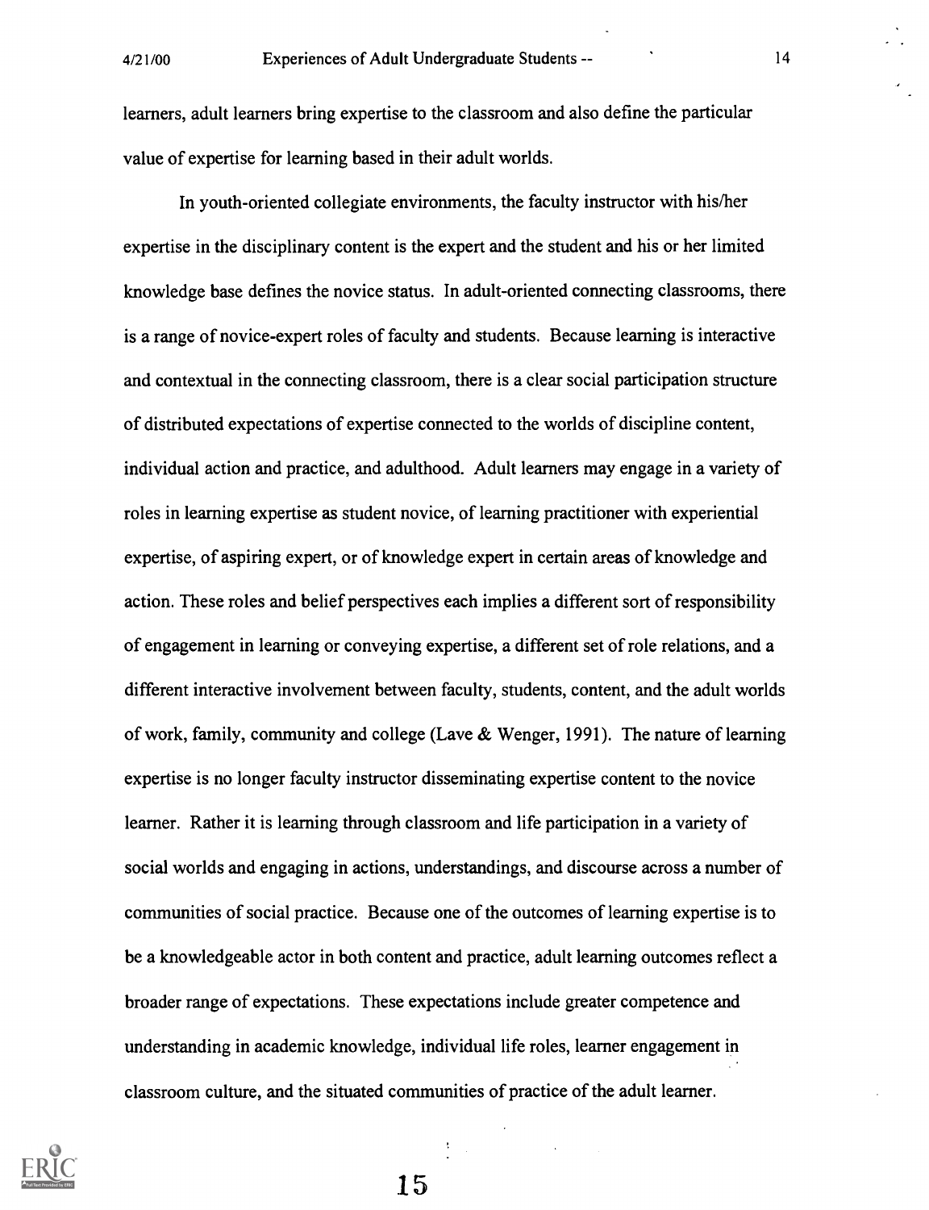learners, adult learners bring expertise to the classroom and also define the particular value of expertise for learning based in their adult worlds.

In youth-oriented collegiate environments, the faculty instructor with his/her expertise in the disciplinary content is the expert and the student and his or her limited knowledge base defines the novice status. In adult-oriented connecting classrooms, there is a range of novice-expert roles of faculty and students. Because learning is interactive and contextual in the connecting classroom, there is a clear social participation structure of distributed expectations of expertise connected to the worlds of discipline content, individual action and practice, and adulthood. Adult learners may engage in a variety of roles in learning expertise as student novice, of learning practitioner with experiential expertise, of aspiring expert, or of knowledge expert in certain areas of knowledge and action. These roles and belief perspectives each implies a different sort of responsibility of engagement in learning or conveying expertise, a different set of role relations, and a different interactive involvement between faculty, students, content, and the adult worlds of work, family, community and college (Lave & Wenger, 1991). The nature of learning expertise is no longer faculty instructor disseminating expertise content to the novice learner. Rather it is learning through classroom and life participation in a variety of social worlds and engaging in actions, understandings, and discourse across a number of communities of social practice. Because one of the outcomes of learning expertise is to be a knowledgeable actor in both content and practice, adult learning outcomes reflect a broader range of expectations. These expectations include greater competence and understanding in academic knowledge, individual life roles, learner engagement in classroom culture, and the situated communities of practice of the adult learner.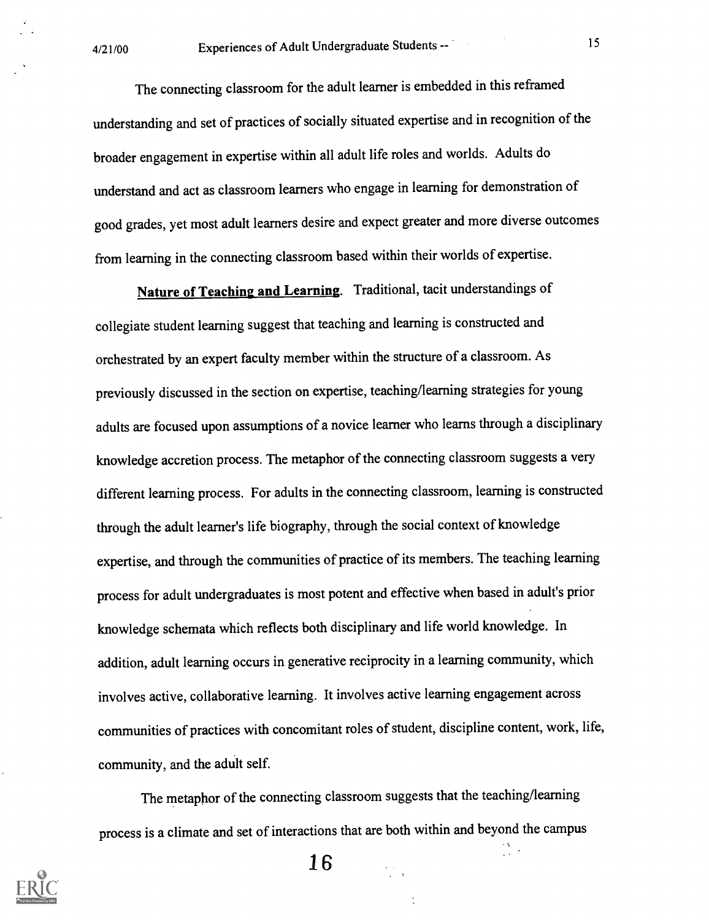The connecting classroom for the adult learner is embedded in this reframed understanding and set of practices of socially situated expertise and in recognition of the broader engagement in expertise within all adult life roles and worlds. Adults do understand and act as classroom learners who engage in learning for demonstration of good grades, yet most adult learners desire and expect greater and more diverse outcomes from learning in the connecting classroom based within their worlds of expertise.

**Nature of Teaching and Learning**. Traditional, tacit understandings of collegiate student learning suggest that teaching and learning is constructed and orchestrated by an expert faculty member within the structure of a classroom. As previously discussed in the section on expertise, teaching/learning strategies for young adults are focused upon assumptions of a novice learner who learns through a disciplinary knowledge accretion process. The metaphor of the connecting classroom suggests a very different learning process. For adults in the connecting classroom, learning is constructed through the adult learner's life biography, through the social context of knowledge expertise, and through the communities of practice of its members. The teaching learning process for adult undergraduates is most potent and effective when based in adult's prior knowledge schemata which reflects both disciplinary and life world knowledge. In addition, adult learning occurs in generative reciprocity in a learning community, which involves active, collaborative learning. It involves active learning engagement across communities of practices with concomitant roles of student, discipline content, work, life, community, and the adult self.

The metaphor of the connecting classroom suggests that the teaching/learning process is a climate and set of interactions that are both within and beyond the campus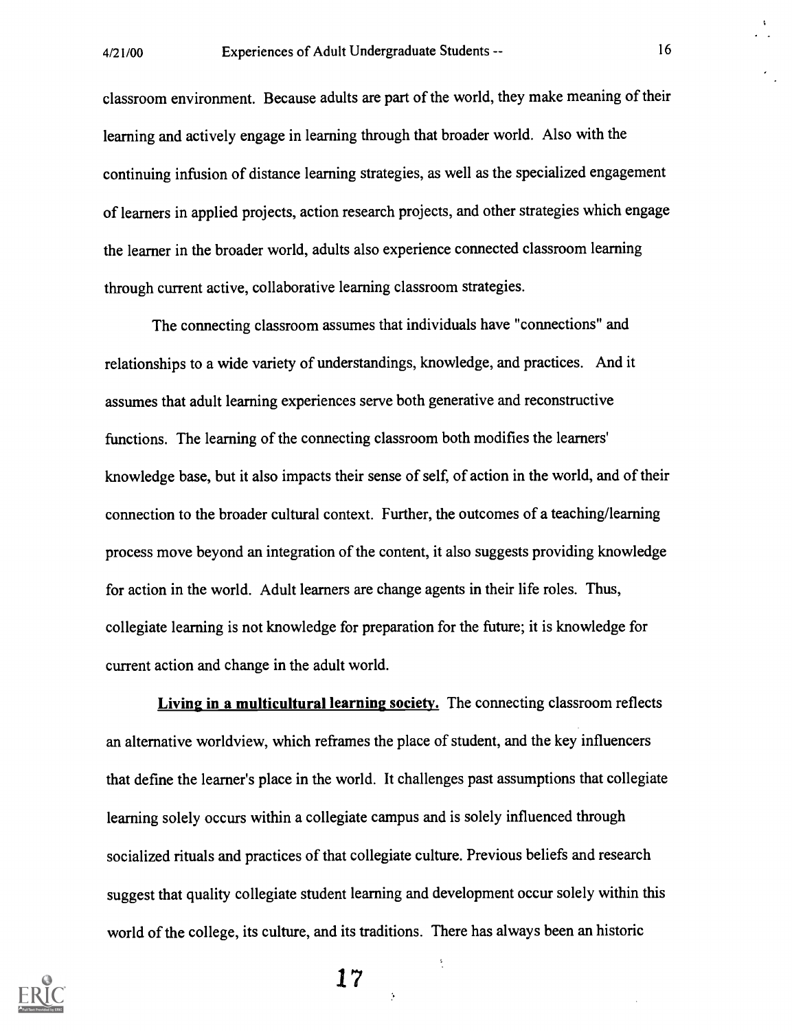classroom environment. Because adults are part of the world, they make meaning of their learning and actively engage in learning through that broader world. Also with the continuing infusion of distance learning strategies, as well as the specialized engagement of learners in applied projects, action research projects, and other strategies which engage the learner in the broader world, adults also experience connected classroom learning through current active, collaborative learning classroom strategies.

The connecting classroom assumes that individuals have "connections" and relationships to a wide variety of understandings, knowledge, and practices. And it assumes that adult learning experiences serve both generative and reconstructive functions. The learning of the connecting classroom both modifies the learners' knowledge base, but it also impacts their sense of self, of action in the world, and of their connection to the broader cultural context. Further, the outcomes of a teaching/learning process move beyond an integration of the content, it also suggests providing knowledge for action in the world. Adult learners are change agents in their life roles. Thus, collegiate learning is not knowledge for preparation for the future; it is knowledge for current action and change in the adult world.

**Living in a multicultural learning society.** The connecting classroom reflects an alternative worldview, which reframes the place of student, and the key influencers that define the learner's place in the world. It challenges past assumptions that collegiate learning solely occurs within a collegiate campus and is solely influenced through socialized rituals and practices of that collegiate culture. Previous beliefs and research suggest that quality collegiate student learning and development occur solely within this world of the college, its culture, and its traditions. There has always been an historic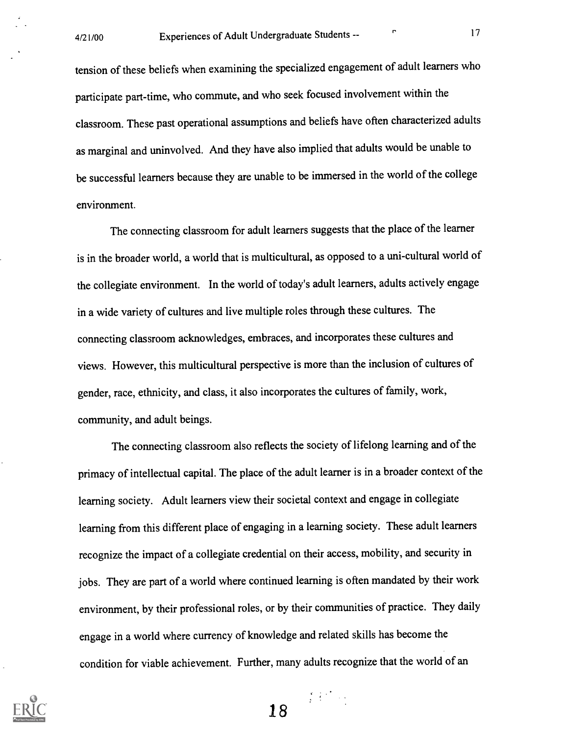tension of these beliefs when examining the specialized engagement of adult learners who participate part-time, who commute, and who seek focused involvement within the classroom. These past operational assumptions and beliefs have often characterized adults as marginal and uninvolved. And they have also implied that adults would be unable to be successful learners because they are unable to be immersed in the world of the college environment.

The connecting classroom for adult learners suggests that the place of the learner is in the broader world, a world that is multicultural, as opposed to a uni-cultural world of the collegiate environment. In the world of today's adult learners, adults actively engage in a wide variety of cultures and live multiple roles through these cultures. The connecting classroom acknowledges, embraces, and incorporates these cultures and views. However, this multicultural perspective is more than the inclusion of cultures of gender, race, ethnicity, and class, it also incorporates the cultures of family, work, community, and adult beings.

The connecting classroom also reflects the society of lifelong learning and of the primacy of intellectual capital. The place of the adult learner is in a broader context of the learning society. Adult learners view their societal context and engage in collegiate learning from this different place of engaging in a learning society. These adult learners recognize the impact of a collegiate credential on their access, mobility, and security in jobs. They are part of a world where continued learning is often mandated by their work environment, by their professional roles, or by their communities of practice. They daily engage in a world where currency of knowledge and related skills has become the condition for viable achievement. Further, many adults recognize that the world of an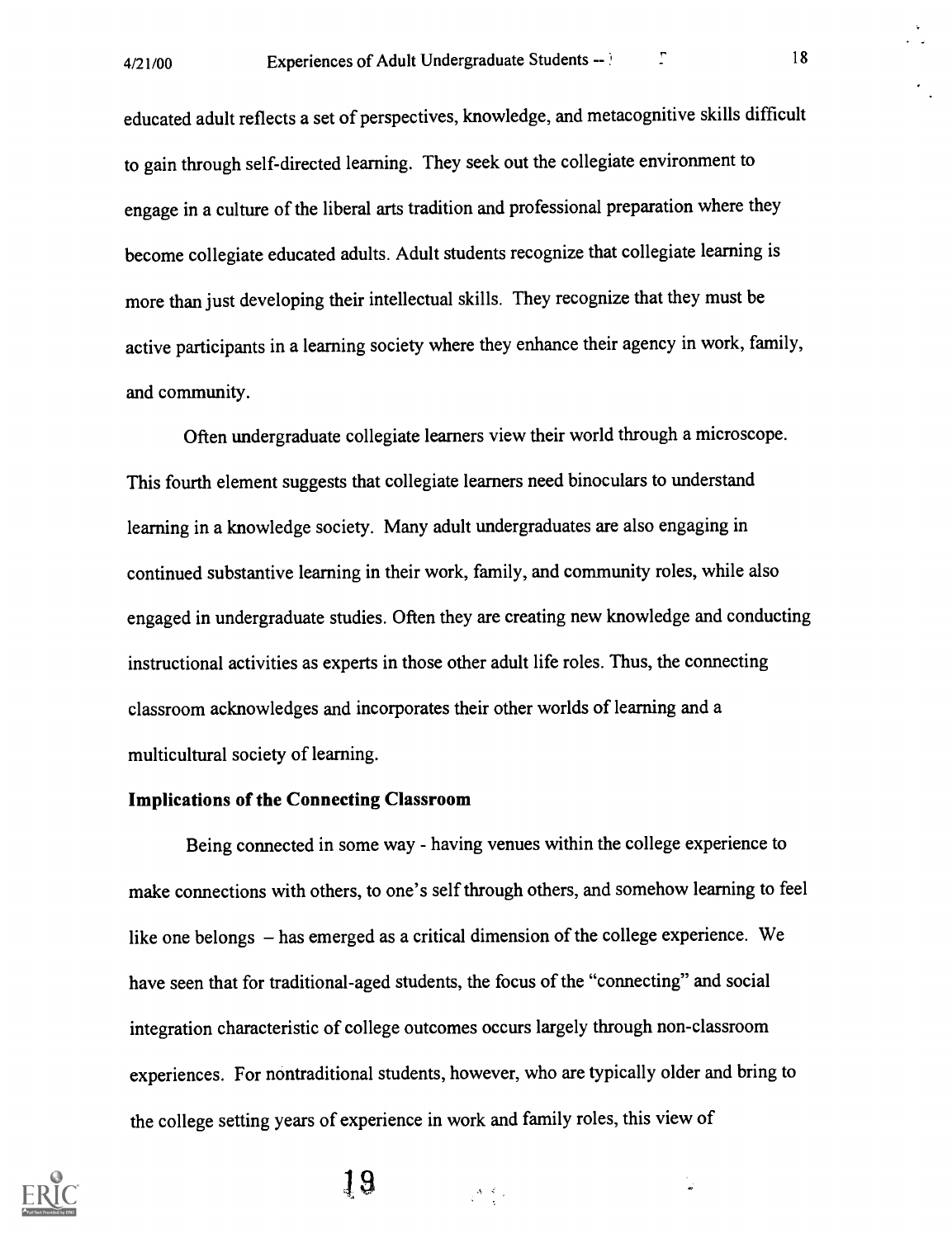educated adult reflects a set of perspectives, knowledge, and metacognitive skills difficult to gain through self-directed learning. They seek out the collegiate environment to engage in a culture of the liberal arts tradition and professional preparation where they become collegiate educated adults. Adult students recognize that collegiate learning is more than just developing their intellectual skills. They recognize that they must be active participants in a learning society where they enhance their agency in work, family, and community.

Often undergraduate collegiate learners view their world through a microscope. This fourth element suggests that collegiate learners need binoculars to understand learning in a knowledge society. Many adult undergraduates are also engaging in continued substantive learning in their work, family, and community roles, while also engaged in undergraduate studies. Often they are creating new knowledge and conducting instructional activities as experts in those other adult life roles. Thus, the connecting classroom acknowledges and incorporates their other worlds of learning and a multicultural society of learning.

**Implications of the Connecting Classroom**

Being connected in some way - having venues within the college experience to make connections with others, to one's self through others, and somehow learning to feel like one belongs – has emerged as a critical dimension of the college experience. We have seen that for traditional-aged students, the focus of the "connecting" and social integration characteristic of college outcomes occurs largely through non-classroom experiences. For nontraditional students, however, who are typically older and bring to the college setting years of experience in work and family roles, this view of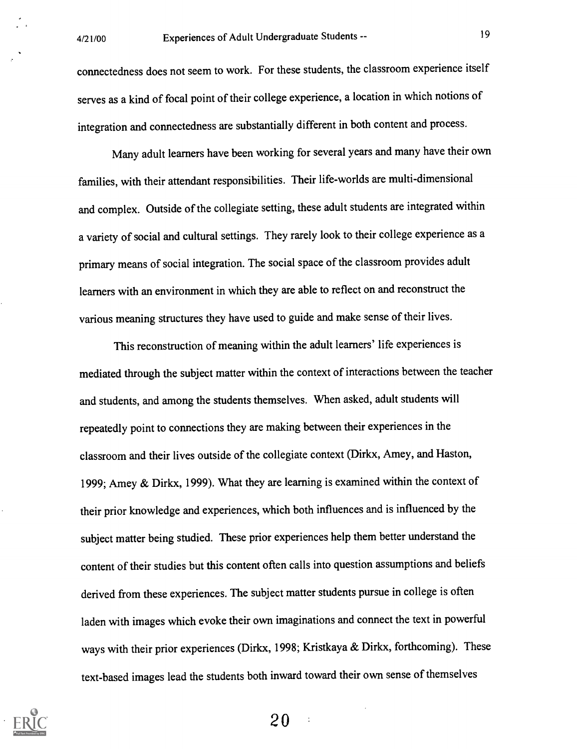connectedness does not seem to work. For these students, the classroom experience itself serves as a kind of focal point of their college experience, a location in which notions of integration and connectedness are substantially different in both content and process.

Many adult learners have been working for several years and many have their own families, with their attendant responsibilities. Their life-worlds are multi-dimensional and complex. Outside of the collegiate setting, these adult students are integrated within a variety of social and cultural settings. They rarely look to their college experience as a primary means of social integration. The social space of the classroom provides adult learners with an environment in which they are able to reflect on and reconstruct the various meaning structures they have used to guide and make sense of their lives.

This reconstruction of meaning within the adult learners' life experiences is mediated through the subject matter within the context of interactions between the teacher and students, and among the students themselves. When asked, adult students will repeatedly point to connections they are making between their experiences in the classroom and their lives outside of the collegiate context (Dirkx, Amey, and Haston, 1999; Amey & Dirkx, 1999). What they are learning is examined within the context of their prior knowledge and experiences, which both influences and is influenced by the subject matter being studied. These prior experiences help them better understand the content of their studies but this content often calls into question assumptions and beliefs derived from these experiences. The subject matter students pursue in college is often laden with images which evoke their own imaginations and connect the text in powerful ways with their prior experiences (Dirkx, 1998; Kristkaya & Dirkx, forthcoming). These text-based images lead the students both inward toward their own sense of themselves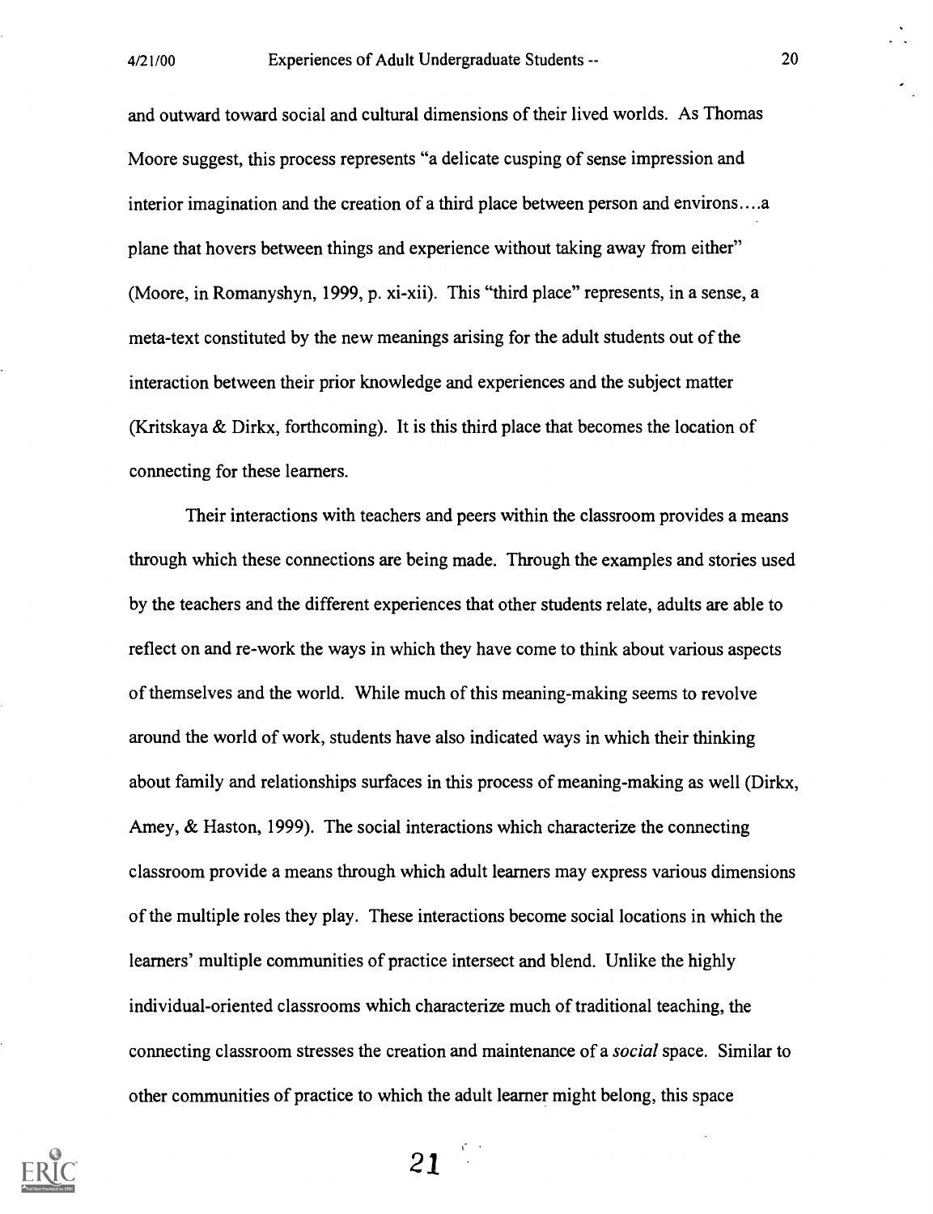and outward toward social and cultural dimensions of their lived worlds. As Thomas Moore suggest, this process represents "a delicate cusping of sense impression and interior imagination and the creation of a third place between person and environs....a plane that hovers between things and experience without taking away from either" (Moore, in Romanyshyn, 1999, p. xi-xii). This "third place" represents, in a sense, a meta-text constituted by the new meanings arising for the adult students out of the interaction between their prior knowledge and experiences and the subject matter (Kritskaya & Dirkx, forthcoming). It is this third place that becomes the location of connecting for these learners.

Their interactions with teachers and peers within the classroom provides a means through which these connections are being made. Through the examples and stories used by the teachers and the different experiences that other students relate, adults are able to reflect on and re-work the ways in which they have come to think about various aspects of themselves and the world. While much of this meaning-making seems to revolve around the world of work, students have also indicated ways in which their thinking about family and relationships surfaces in this process of meaning-making as well (Dirkx, Amey, & Haston, 1999). The social interactions which characterize the connecting classroom provide a means through which adult learners may express various dimensions of the multiple roles they play. These interactions become social locations in which the learners' multiple communities of practice intersect and blend. Unlike the highly individual-oriented classrooms which characterize much of traditional teaching, the connecting classroom stresses the creation and maintenance of a *social* space. Similar to other communities of practice to which the adult learner might belong, this space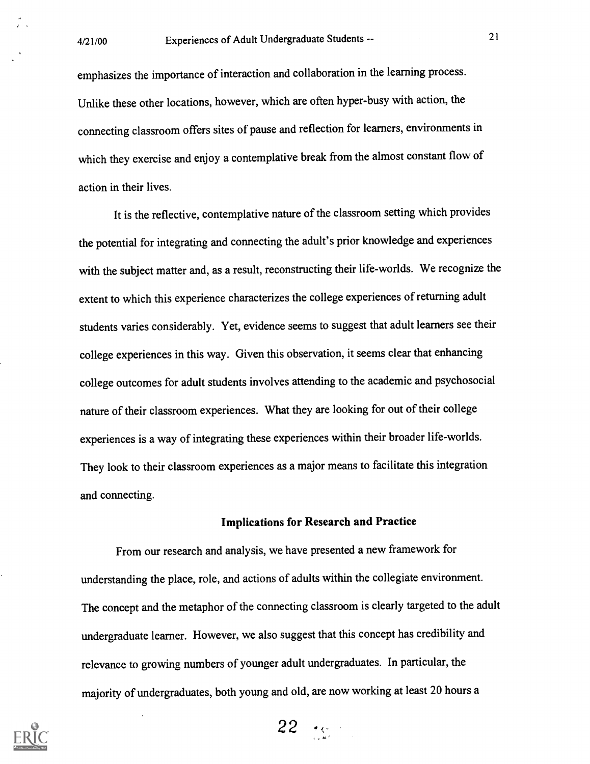emphasizes the importance of interaction and collaboration in the learning process. Unlike these other locations, however, which are often hyper-busy with action, the connecting classroom offers sites of pause and reflection for learners, environments in which they exercise and enjoy a contemplative break from the almost constant flow of action in their lives.

It is the reflective, contemplative nature of the classroom setting which provides the potential for integrating and connecting the adult's prior knowledge and experiences with the subject matter and, as a result, reconstructing their life-worlds. We recognize the extent to which this experience characterizes the college experiences of returning adult students varies considerably. Yet, evidence seems to suggest that adult learners see their college experiences in this way. Given this observation, it seems clear that enhancing college outcomes for adult students involves attending to the academic and psychosocial nature of their classroom experiences. What they are looking for out of their college experiences is a way of integrating these experiences within their broader life-worlds. They look to their classroom experiences as a major means to facilitate this integration and connecting.

## Implications for Research and Practice

From our research and analysis, we have presented a new framework for understanding the place, role, and actions of adults within the collegiate environment. The concept and the metaphor of the connecting classroom is clearly targeted to the adult undergraduate learner. However, we also suggest that this concept has credibility and relevance to growing numbers of younger adult undergraduates. In particular, the majority of undergraduates, both young and old, are now working at least 20 hours a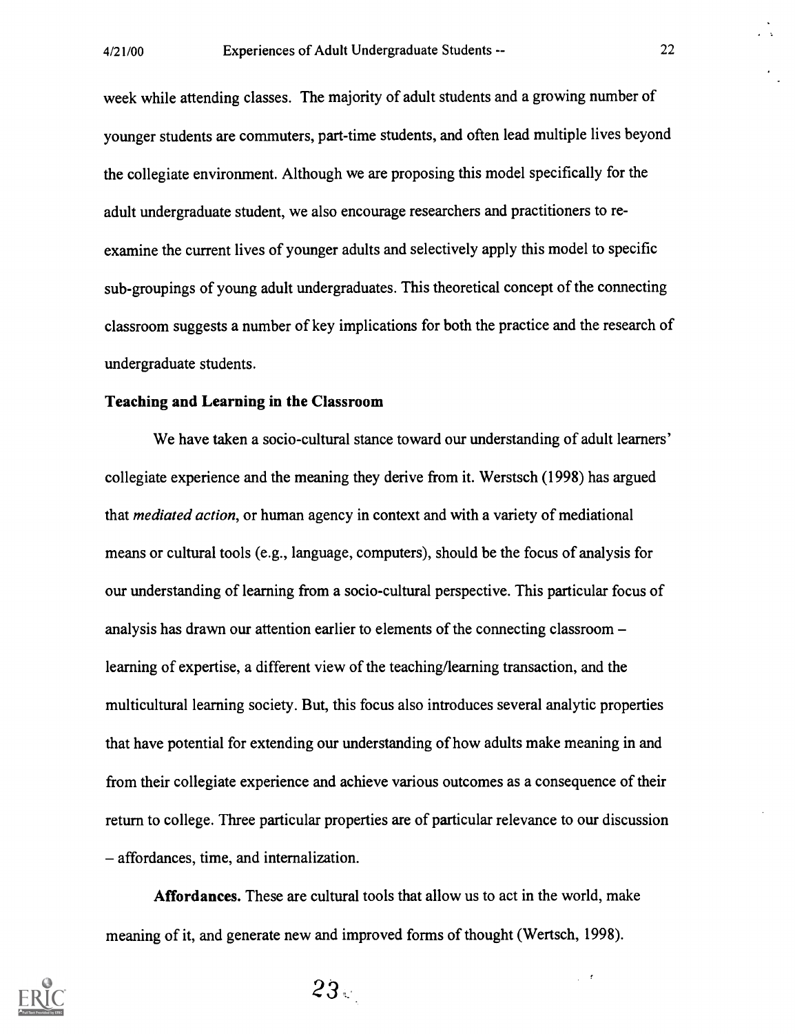week while attending classes. The majority of adult students and a growing number of younger students are commuters, part-time students, and often lead multiple lives beyond the collegiate environment. Although we are proposing this model specifically for the adult undergraduate student, we also encourage researchers and practitioners to re-examine the current lives of younger adults and selectively apply this model to specific sub-groupings of young adult undergraduates. This theoretical concept of the connecting classroom suggests a number of key implications for both the practice and the research of undergraduate students.

**Teaching and Learning in the Classroom**

We have taken a socio-cultural stance toward our understanding of adult learners' collegiate experience and the meaning they derive from it. Werstsch (1998) has argued that *mediated action*, or human agency in context and with a variety of mediational means or cultural tools (e.g., language, computers), should be the focus of analysis for our understanding of learning from a socio-cultural perspective. This particular focus of analysis has drawn our attention earlier to elements of the connecting classroom – learning of expertise, a different view of the teaching/learning transaction, and the multicultural learning society. But, this focus also introduces several analytic properties that have potential for extending our understanding of how adults make meaning in and from their collegiate experience and achieve various outcomes as a consequence of their return to college. Three particular properties are of particular relevance to our discussion – affordances, time, and internalization.

**Affordances.** These are cultural tools that allow us to act in the world, make meaning of it, and generate new and improved forms of thought (Wertsch, 1998).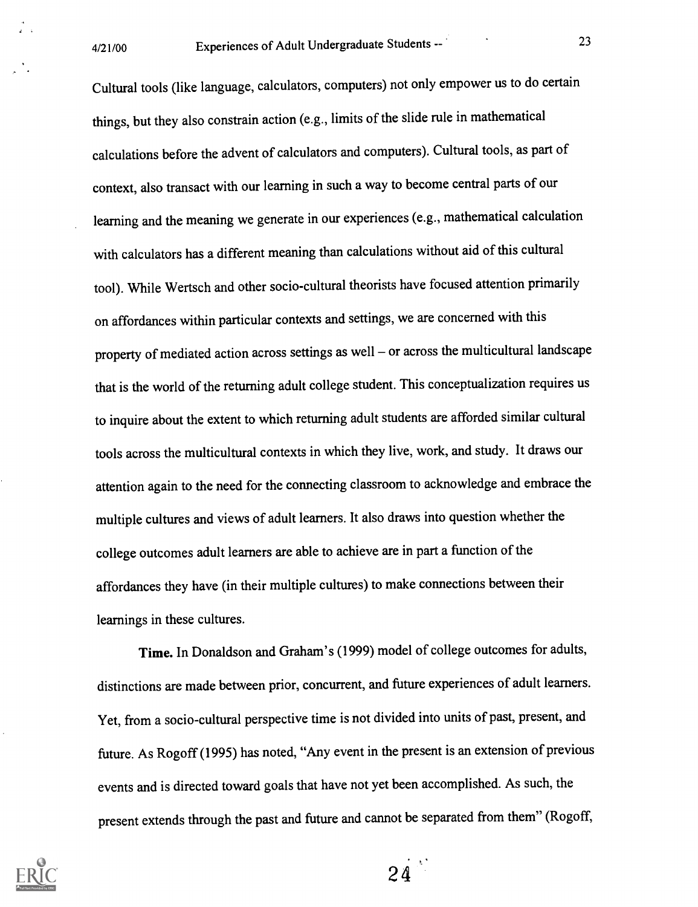Cultural tools (like language, calculators, computers) not only empower us to do certain things, but they also constrain action (e.g., limits of the slide rule in mathematical calculations before the advent of calculators and computers). Cultural tools, as part of context, also transact with our learning in such a way to become central parts of our learning and the meaning we generate in our experiences (e.g., mathematical calculation with calculators has a different meaning than calculations without aid of this cultural tool). While Wertsch and other socio-cultural theorists have focused attention primarily on affordances within particular contexts and settings, we are concerned with this property of mediated action across settings as well – or across the multicultural landscape that is the world of the returning adult college student. This conceptualization requires us to inquire about the extent to which returning adult students are afforded similar cultural tools across the multicultural contexts in which they live, work, and study. It draws our attention again to the need for the connecting classroom to acknowledge and embrace the multiple cultures and views of adult learners. It also draws into question whether the college outcomes adult learners are able to achieve are in part a function of the affordances they have (in their multiple cultures) to make connections between their learnings in these cultures.

**Time.** In Donaldson and Graham's (1999) model of college outcomes for adults, distinctions are made between prior, concurrent, and future experiences of adult learners. Yet, from a socio-cultural perspective time is not divided into units of past, present, and future. As Rogoff (1995) has noted, "Any event in the present is an extension of previous events and is directed toward goals that have not yet been accomplished. As such, the present extends through the past and future and cannot be separated from them" (Rogoff,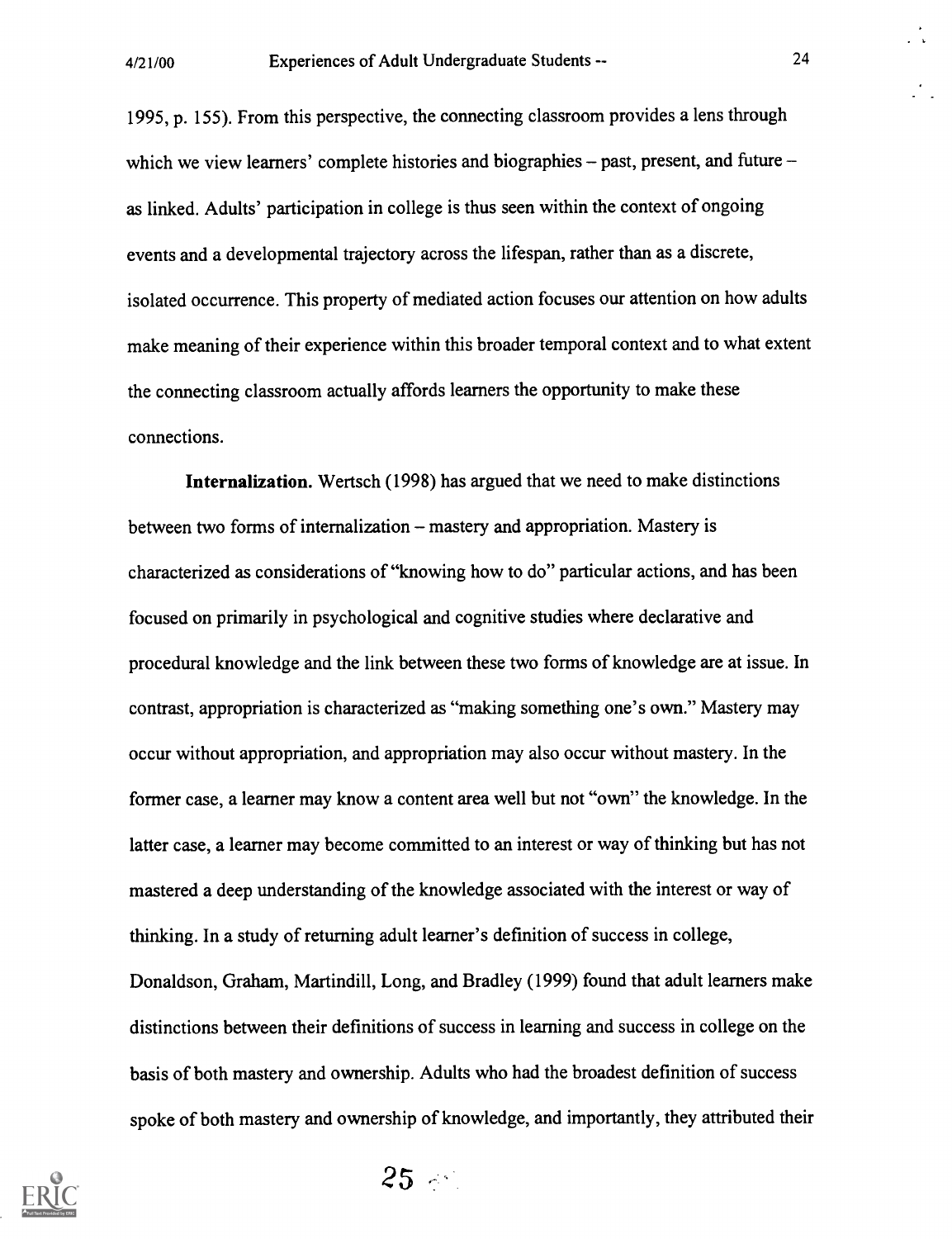1995, p. 155). From this perspective, the connecting classroom provides a lens through which we view learners' complete histories and biographies – past, present, and future – as linked. Adults' participation in college is thus seen within the context of ongoing events and a developmental trajectory across the lifespan, rather than as a discrete, isolated occurrence. This property of mediated action focuses our attention on how adults make meaning of their experience within this broader temporal context and to what extent the connecting classroom actually affords learners the opportunity to make these connections.

**Internalization.** Wertsch (1998) has argued that we need to make distinctions between two forms of internalization – mastery and appropriation. Mastery is characterized as considerations of "knowing how to do" particular actions, and has been focused on primarily in psychological and cognitive studies where declarative and procedural knowledge and the link between these two forms of knowledge are at issue. In contrast, appropriation is characterized as "making something one's own." Mastery may occur without appropriation, and appropriation may also occur without mastery. In the former case, a learner may know a content area well but not "own" the knowledge. In the latter case, a learner may become committed to an interest or way of thinking but has not mastered a deep understanding of the knowledge associated with the interest or way of thinking. In a study of returning adult learner's definition of success in college, Donaldson, Graham, Martindill, Long, and Bradley (1999) found that adult learners make distinctions between their definitions of success in learning and success in college on the basis of both mastery and ownership. Adults who had the broadest definition of success spoke of both mastery and ownership of knowledge, and importantly, they attributed their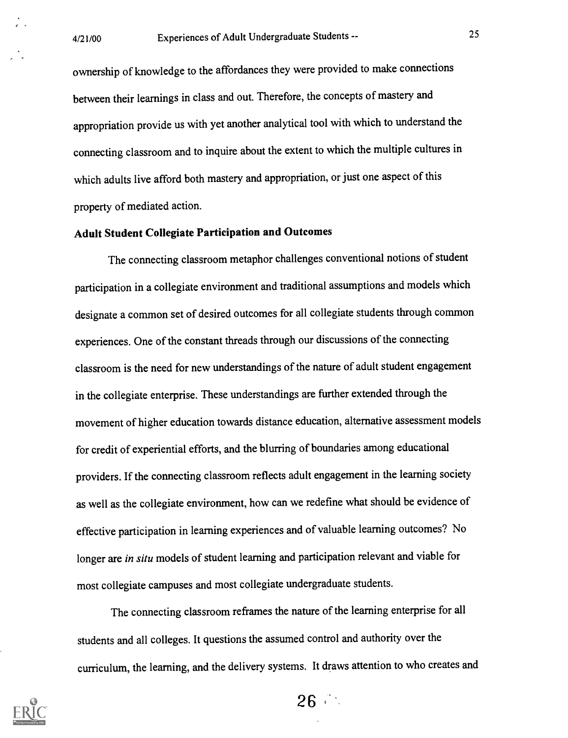ownership of knowledge to the affordances they were provided to make connections between their learnings in class and out. Therefore, the concepts of mastery and appropriation provide us with yet another analytical tool with which to understand the connecting classroom and to inquire about the extent to which the multiple cultures in which adults live afford both mastery and appropriation, or just one aspect of this property of mediated action.

### Adult Student Collegiate Participation and Outcomes

The connecting classroom metaphor challenges conventional notions of student participation in a collegiate environment and traditional assumptions and models which designate a common set of desired outcomes for all collegiate students through common experiences. One of the constant threads through our discussions of the connecting classroom is the need for new understandings of the nature of adult student engagement in the collegiate enterprise. These understandings are further extended through the movement of higher education towards distance education, alternative assessment models for credit of experiential efforts, and the blurring of boundaries among educational providers. If the connecting classroom reflects adult engagement in the learning society as well as the collegiate environment, how can we redefine what should be evidence of effective participation in learning experiences and of valuable learning outcomes? No longer are *in situ* models of student learning and participation relevant and viable for most collegiate campuses and most collegiate undergraduate students.

The connecting classroom reframes the nature of the learning enterprise for all students and all colleges. It questions the assumed control and authority over the curriculum, the learning, and the delivery systems. It draws attention to who creates and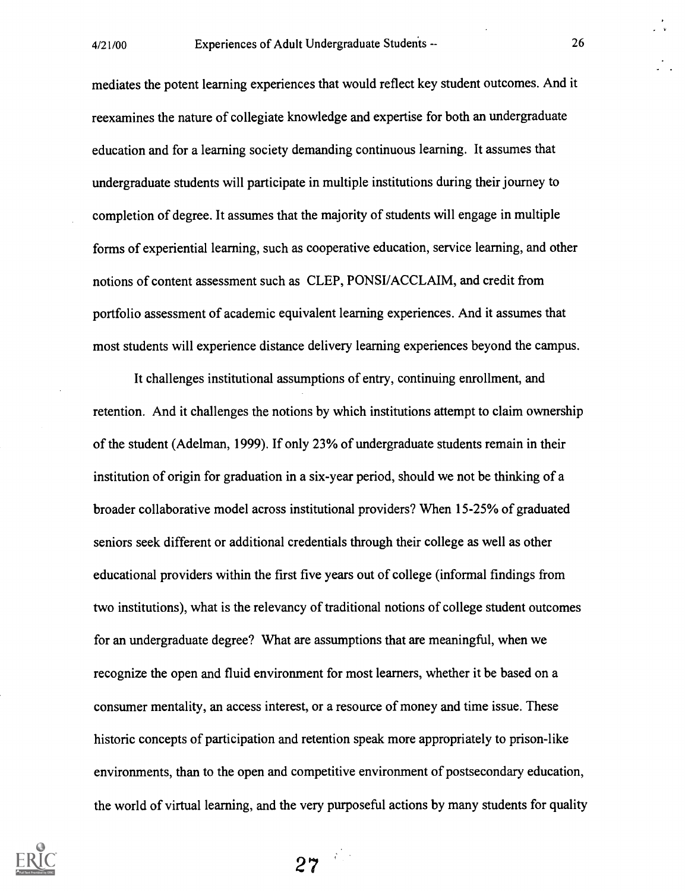mediates the potent learning experiences that would reflect key student outcomes. And it reexamines the nature of collegiate knowledge and expertise for both an undergraduate education and for a learning society demanding continuous learning. It assumes that undergraduate students will participate in multiple institutions during their journey to completion of degree. It assumes that the majority of students will engage in multiple forms of experiential learning, such as cooperative education, service learning, and other notions of content assessment such as CLEP, PONSI/ACCLAIM, and credit from portfolio assessment of academic equivalent learning experiences. And it assumes that most students will experience distance delivery learning experiences beyond the campus.

It challenges institutional assumptions of entry, continuing enrollment, and retention. And it challenges the notions by which institutions attempt to claim ownership of the student (Adelman, 1999). If only 23% of undergraduate students remain in their institution of origin for graduation in a six-year period, should we not be thinking of a broader collaborative model across institutional providers? When 15-25% of graduated seniors seek different or additional credentials through their college as well as other educational providers within the first five years out of college (informal findings from two institutions), what is the relevancy of traditional notions of college student outcomes for an undergraduate degree? What are assumptions that are meaningful, when we recognize the open and fluid environment for most learners, whether it be based on a consumer mentality, an access interest, or a resource of money and time issue. These historic concepts of participation and retention speak more appropriately to prison-like environments, than to the open and competitive environment of postsecondary education, the world of virtual learning, and the very purposeful actions by many students for quality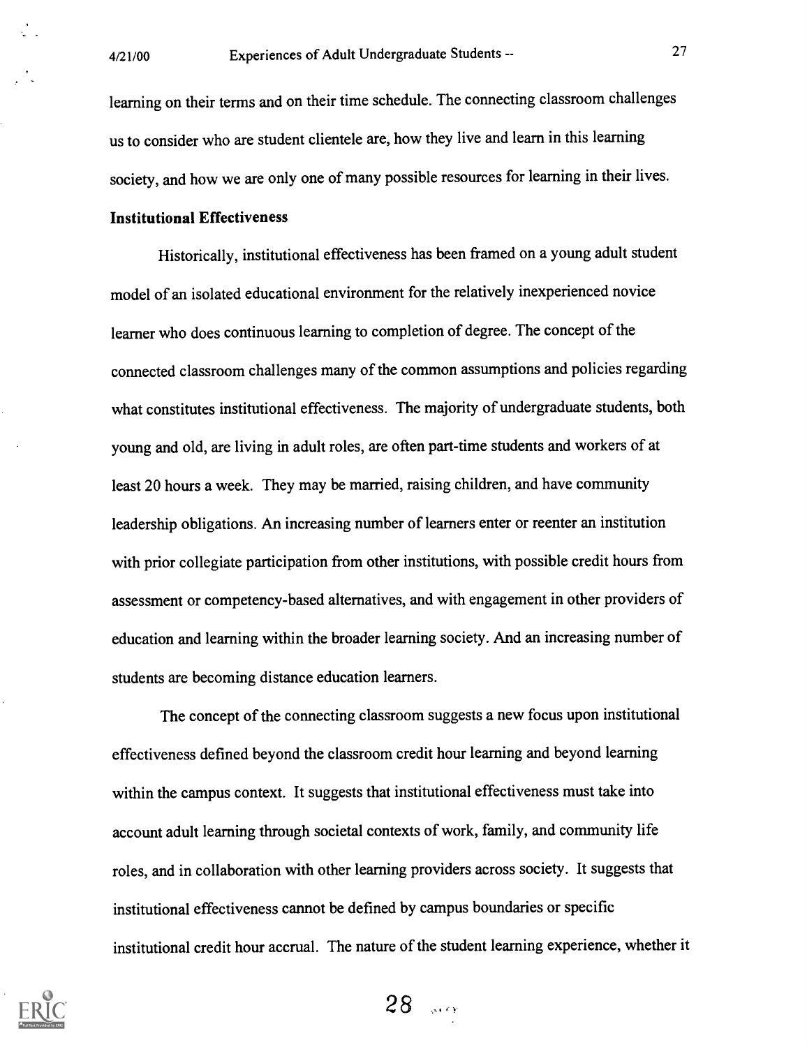learning on their terms and on their time schedule. The connecting classroom challenges us to consider who are student clientele are, how they live and learn in this learning society, and how we are only one of many possible resources for learning in their lives.

**Institutional Effectiveness**

Historically, institutional effectiveness has been framed on a young adult student model of an isolated educational environment for the relatively inexperienced novice learner who does continuous learning to completion of degree. The concept of the connected classroom challenges many of the common assumptions and policies regarding what constitutes institutional effectiveness. The majority of undergraduate students, both young and old, are living in adult roles, are often part-time students and workers of at least 20 hours a week. They may be married, raising children, and have community leadership obligations. An increasing number of learners enter or reenter an institution with prior collegiate participation from other institutions, with possible credit hours from assessment or competency-based alternatives, and with engagement in other providers of education and learning within the broader learning society. And an increasing number of students are becoming distance education learners.

The concept of the connecting classroom suggests a new focus upon institutional effectiveness defined beyond the classroom credit hour learning and beyond learning within the campus context. It suggests that institutional effectiveness must take into account adult learning through societal contexts of work, family, and community life roles, and in collaboration with other learning providers across society. It suggests that institutional effectiveness cannot be defined by campus boundaries or specific institutional credit hour accrual. The nature of the student learning experience, whether it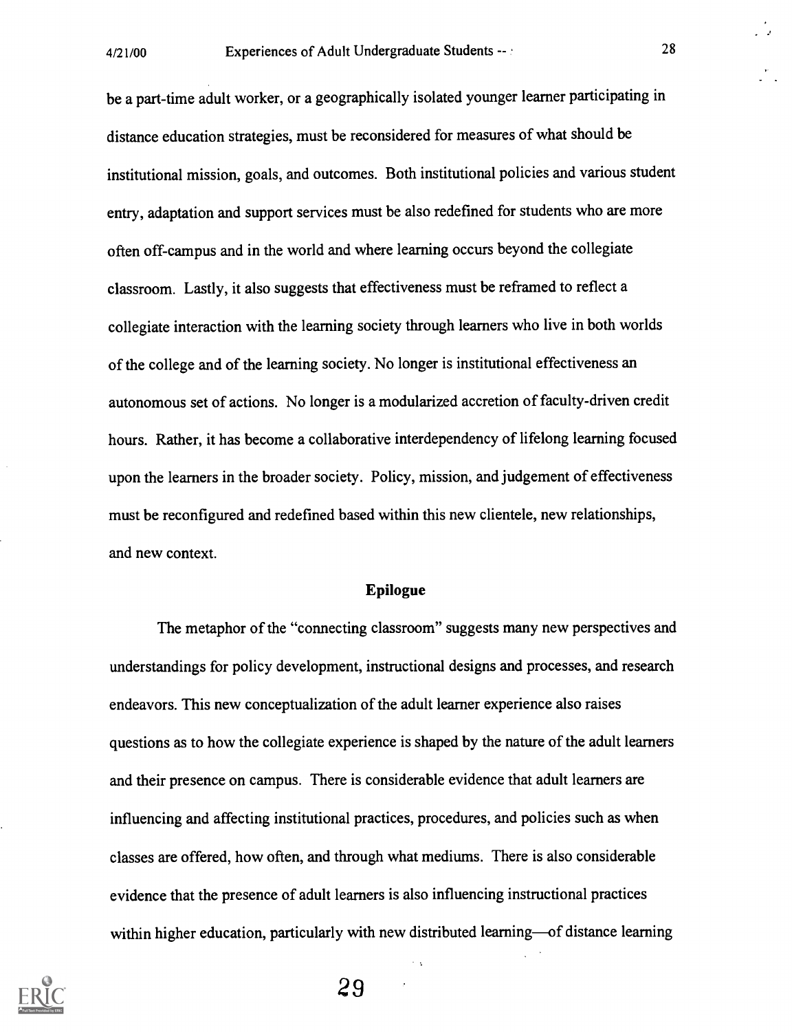be a part-time adult worker, or a geographically isolated younger learner participating in distance education strategies, must be reconsidered for measures of what should be institutional mission, goals, and outcomes. Both institutional policies and various student entry, adaptation and support services must be also redefined for students who are more often off-campus and in the world and where learning occurs beyond the collegiate classroom. Lastly, it also suggests that effectiveness must be reframed to reflect a collegiate interaction with the learning society through learners who live in both worlds of the college and of the learning society. No longer is institutional effectiveness an autonomous set of actions. No longer is a modularized accretion of faculty-driven credit hours. Rather, it has become a collaborative interdependency of lifelong learning focused upon the learners in the broader society. Policy, mission, and judgement of effectiveness must be reconfigured and redefined based within this new clientele, new relationships, and new context.

## Epilogue

The metaphor of the "connecting classroom" suggests many new perspectives and understandings for policy development, instructional designs and processes, and research endeavors. This new conceptualization of the adult learner experience also raises questions as to how the collegiate experience is shaped by the nature of the adult learners and their presence on campus. There is considerable evidence that adult learners are influencing and affecting institutional practices, procedures, and policies such as when classes are offered, how often, and through what mediums. There is also considerable evidence that the presence of adult learners is also influencing instructional practices within higher education, particularly with new distributed learning—of distance learning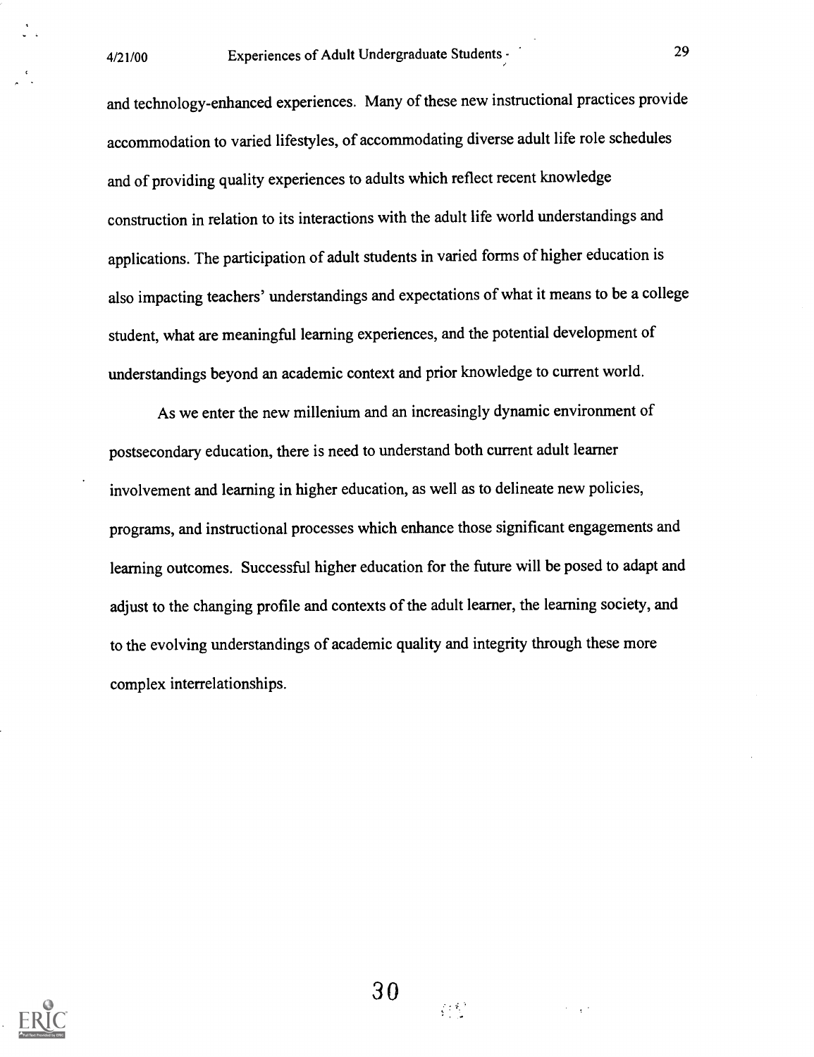and technology-enhanced experiences. Many of these new instructional practices provide accommodation to varied lifestyles, of accommodating diverse adult life role schedules and of providing quality experiences to adults which reflect recent knowledge construction in relation to its interactions with the adult life world understandings and applications. The participation of adult students in varied forms of higher education is also impacting teachers' understandings and expectations of what it means to be a college student, what are meaningful learning experiences, and the potential development of understandings beyond an academic context and prior knowledge to current world.

As we enter the new millenium and an increasingly dynamic environment of postsecondary education, there is need to understand both current adult learner involvement and learning in higher education, as well as to delineate new policies, programs, and instructional processes which enhance those significant engagements and learning outcomes. Successful higher education for the future will be posed to adapt and adjust to the changing profile and contexts of the adult learner, the learning society, and to the evolving understandings of academic quality and integrity through these more complex interrelationships.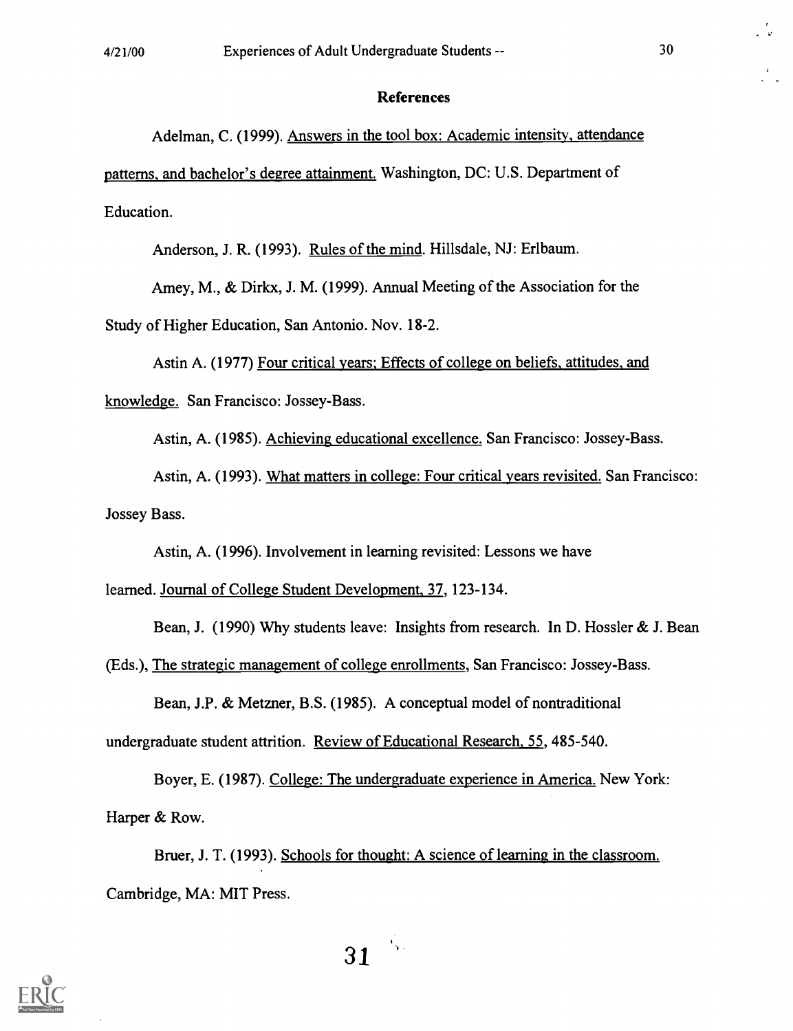## References

Adelman, C. (1999). Answers in the tool box: Academic intensity, attendance patterns, and bachelor's degree attainment. Washington, DC: U.S. Department of Education.

Anderson, J. R. (1993). Rules of the mind. Hillsdale, NJ: Erlbaum.

Amey, M., & Dirkx, J. M. (1999). Annual Meeting of the Association for the Study of Higher Education, San Antonio. Nov. 18-2.

Astin A. (1977) Four critical years; Effects of college on beliefs, attitudes, and knowledge. San Francisco: Jossey-Bass.

Astin, A. (1985). Achieving educational excellence. San Francisco: Jossey-Bass.

Astin, A. (1993). What matters in college: Four critical years revisited. San Francisco: Jossey Bass.

Astin, A. (1996). Involvement in learning revisited: Lessons we have learned. Journal of College Student Development, 37, 123-134.

Bean, J. (1990) Why students leave: Insights from research. In D. Hossler & J. Bean (Eds.), The strategic management of college enrollments, San Francisco: Jossey-Bass.

Bean, J.P. & Metzner, B.S. (1985). A conceptual model of nontraditional undergraduate student attrition. Review of Educational Research, 55, 485-540.

Boyer, E. (1987). College: The undergraduate experience in America. New York: Harper & Row.

Bruer, J. T. (1993). Schools for thought: A science of learning in the classroom. Cambridge, MA: MIT Press.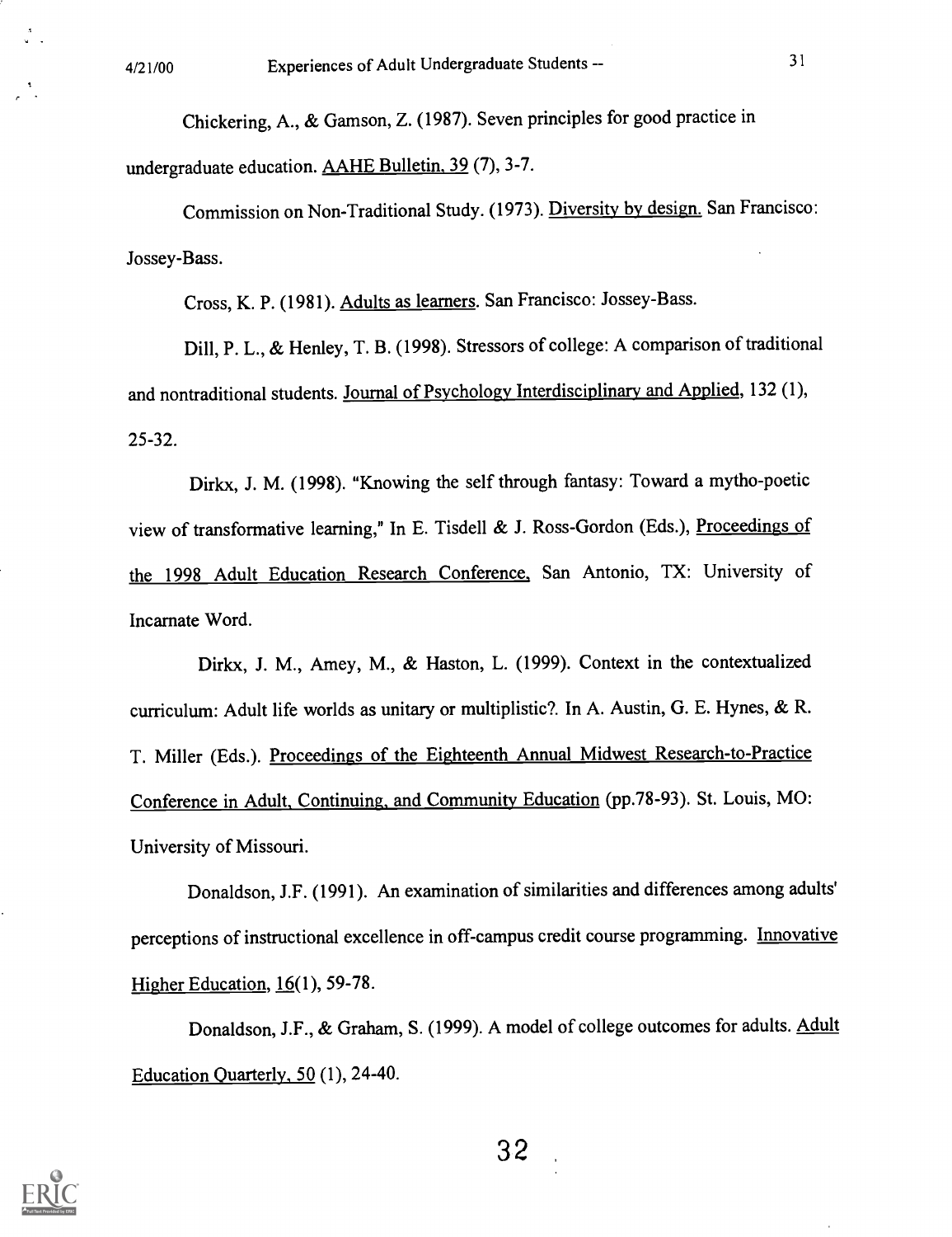Chickering, A., & Gamson, Z. (1987). Seven principles for good practice in undergraduate education. AAHE Bulletin, 39 (7), 3-7.

Commission on Non-Traditional Study. (1973). Diversity by design. San Francisco: Jossey-Bass.

Cross, K. P. (1981). Adults as learners. San Francisco: Jossey-Bass.

Dill, P. L., & Henley, T. B. (1998). Stressors of college: A comparison of traditional and nontraditional students. Journal of Psychology Interdisciplinary and Applied, 132 (1), 25-32.

Dirkx, J. M. (1998). "Knowing the self through fantasy: Toward a mytho-poetic view of transformative learning," In E. Tisdell & J. Ross-Gordon (Eds.), Proceedings of the 1998 Adult Education Research Conference, San Antonio, TX: University of Incarnate Word.

Dirkx, J. M., Amey, M., & Haston, L. (1999). Context in the contextualized curriculum: Adult life worlds as unitary or multiplistic?. In A. Austin, G. E. Hynes, & R. T. Miller (Eds.). Proceedings of the Eighteenth Annual Midwest Research-to-Practice Conference in Adult, Continuing, and Community Education (pp.78-93). St. Louis, MO: University of Missouri.

Donaldson, J.F. (1991). An examination of similarities and differences among adults' perceptions of instructional excellence in off-campus credit course programming. Innovative Higher Education, 16(1), 59-78.

Donaldson, J.F., & Graham, S. (1999). A model of college outcomes for adults. Adult Education Quarterly, 50 (1), 24-40.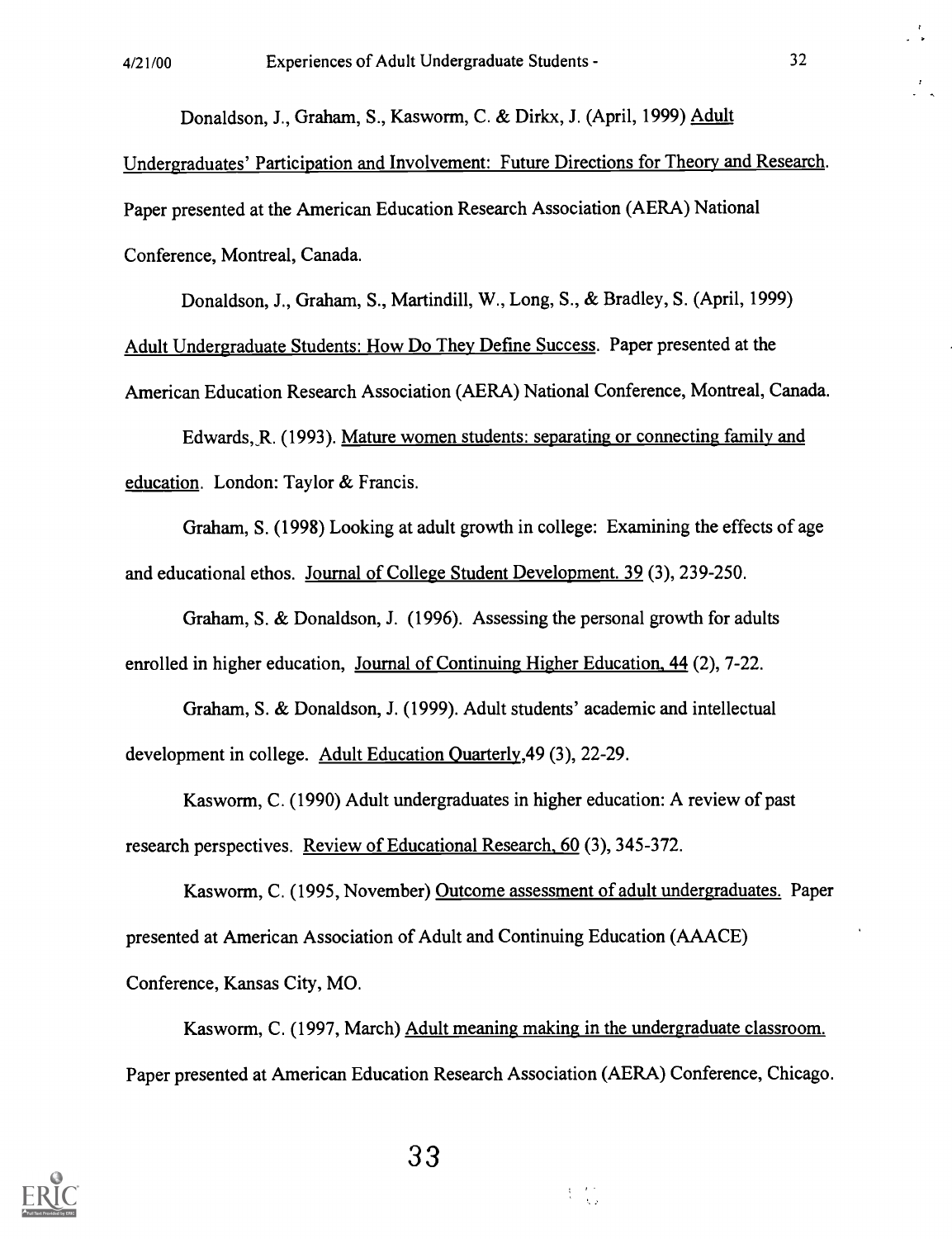Donaldson, J., Graham, S., Kasworm, C. & Dirkx, J. (April, 1999) Adult Undergraduates' Participation and Involvement: Future Directions for Theory and Research. Paper presented at the American Education Research Association (AERA) National Conference, Montreal, Canada.

Donaldson, J., Graham, S., Martindill, W., Long, S., & Bradley, S. (April, 1999) Adult Undergraduate Students: How Do They Define Success. Paper presented at the American Education Research Association (AERA) National Conference, Montreal, Canada.

Edwards, R. (1993). Mature women students: separating or connecting family and education. London: Taylor & Francis.

Graham, S. (1998) Looking at adult growth in college: Examining the effects of age and educational ethos. Journal of College Student Development. 39 (3), 239-250.

Graham, S. & Donaldson, J. (1996). Assessing the personal growth for adults enrolled in higher education, Journal of Continuing Higher Education, 44 (2), 7-22.

Graham, S. & Donaldson, J. (1999). Adult students' academic and intellectual development in college. Adult Education Quarterly,49 (3), 22-29.

Kasworm, C. (1990) Adult undergraduates in higher education: A review of past research perspectives. Review of Educational Research, 60 (3), 345-372.

Kasworm, C. (1995, November) Outcome assessment of adult undergraduates. Paper presented at American Association of Adult and Continuing Education (AAACE) Conference, Kansas City, MO.

Kasworm, C. (1997, March) Adult meaning making in the undergraduate classroom. Paper presented at American Education Research Association (AERA) Conference, Chicago.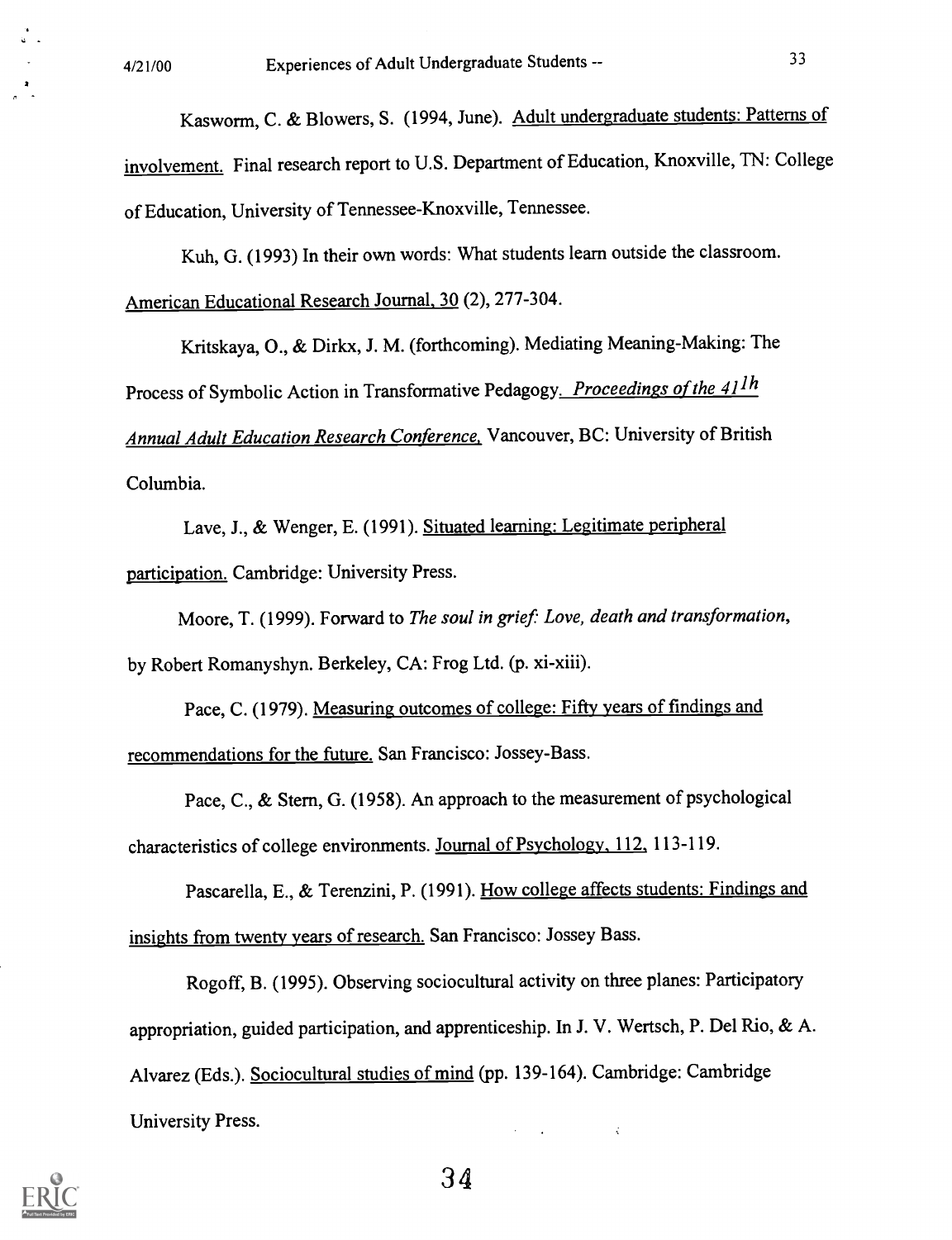Kasworm, C. & Blowers, S. (1994, June). Adult undergraduate students: Patterns of involvement. Final research report to U.S. Department of Education, Knoxville, TN: College of Education, University of Tennessee-Knoxville, Tennessee.

Kuh, G. (1993) In their own words: What students learn outside the classroom. American Educational Research Journal, 30 (2), 277-304.

Kritskaya, O., & Dirkx, J. M. (forthcoming). Mediating Meaning-Making: The Process of Symbolic Action in Transformative Pedagogy. *Proceedings of the 41lh Annual Adult Education Research Conference,* Vancouver, BC: University of British Columbia.

Lave, J., & Wenger, E. (1991). Situated learning: Legitimate peripheral participation. Cambridge: University Press.

Moore, T. (1999). Forward to *The soul in grief: Love, death and transformation,* by Robert Romanyshyn. Berkeley, CA: Frog Ltd. (p. xi-xiii).

Pace, C. (1979). Measuring outcomes of college: Fifty years of findings and recommendations for the future. San Francisco: Jossey-Bass.

Pace, C., & Stern, G. (1958). An approach to the measurement of psychological characteristics of college environments. Journal of Psychology, 112, 113-119.

Pascarella, E., & Terenzini, P. (1991). How college affects students: Findings and insights from twenty years of research. San Francisco: Jossey Bass.

Rogoff, B. (1995). Observing sociocultural activity on three planes: Participatory appropriation, guided participation, and apprenticeship. In J. V. Wertsch, P. Del Rio, & A. Alvarez (Eds.). Sociocultural studies of mind (pp. 139-164). Cambridge: Cambridge University Press.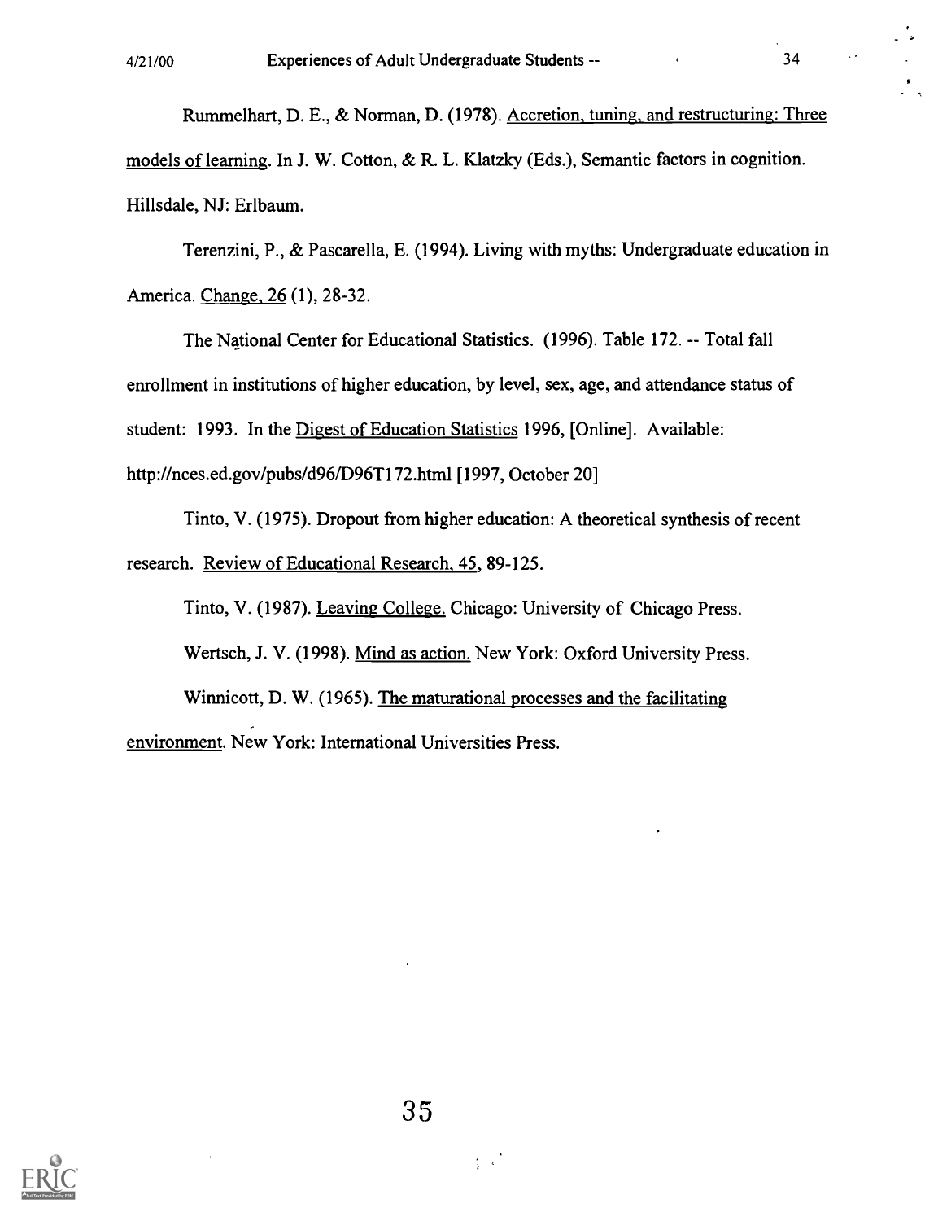Rummelhart, D. E., & Norman, D. (1978). Accretion, tuning, and restructuring: Three models of learning. In J. W. Cotton, & R. L. Klatzky (Eds.), Semantic factors in cognition. Hillsdale, NJ: Erlbaum.

Terenzini, P., & Pascarella, E. (1994). Living with myths: Undergraduate education in America. Change, 26 (1), 28-32.

The National Center for Educational Statistics. (1996). Table 172. -- Total fall enrollment in institutions of higher education, by level, sex, age, and attendance status of student: 1993. In the Digest of Education Statistics 1996, [Online]. Available: http://nces.ed.gov/pubs/d96/D96T172.html [1997, October 20]

Tinto, V. (1975). Dropout from higher education: A theoretical synthesis of recent research. Review of Educational Research, 45, 89-125.

Tinto, V. (1987). Leaving College. Chicago: University of Chicago Press.

Wertsch, J. V. (1998). Mind as action. New York: Oxford University Press.

Winnicott, D. W. (1965). The maturational processes and the facilitating environment. New York: International Universities Press.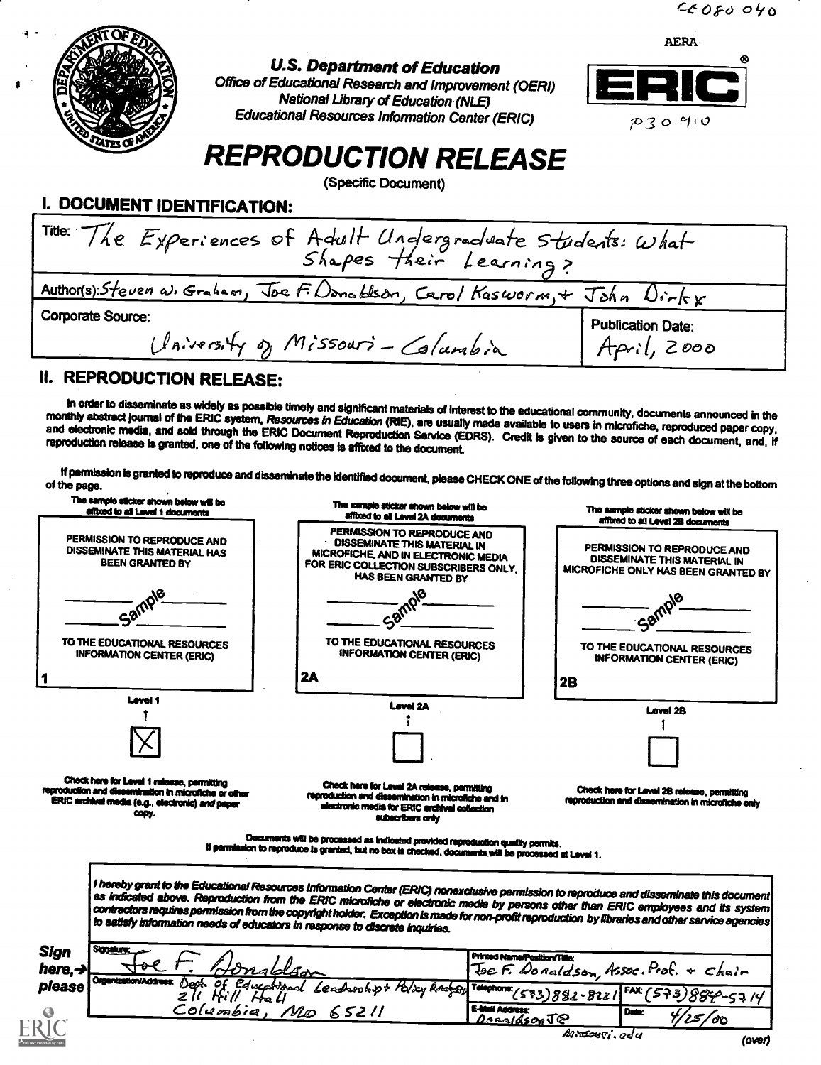CE 080 040

AERA

**U.S. Department of Education**
*Office of Educational Research and Improvement (OERI)*
*National Library of Education (NLE)*
*Educational Resources Information Center (ERIC)*

ERIC®

P30 910

# REPRODUCTION RELEASE

(Specific Document)

## I. DOCUMENT IDENTIFICATION:

Title: The Experiences of Adult Undergraduate Students: What Shapes their Learning?

Author(s): Steven W. Graham, Joe F. Donaldson, Carol Kasworm, + John Dirkx

Corporate Source: University of Missouri – Columbia

Publication Date: April, 2000

## II. REPRODUCTION RELEASE:

In order to disseminate as widely as possible timely and significant materials of interest to the educational community, documents announced in the monthly abstract journal of the ERIC system, *Resources in Education* (RIE), are usually made available to users in microfiche, reproduced paper copy, and electronic media, and sold through the ERIC Document Reproduction Service (EDRS). Credit is given to the source of each document, and, if reproduction release is granted, one of the following notices is affixed to the document.

If permission is granted to reproduce and disseminate the identified document, please CHECK ONE of the following three options and sign at the bottom of the page.

| The sample sticker shown below will be affixed to all Level 1 documents | The sample sticker shown below will be affixed to all Level 2A documents | The sample sticker shown below will be affixed to all Level 2B documents |
|---|---|---|
| PERMISSION TO REPRODUCE AND DISSEMINATE THIS MATERIAL HAS BEEN GRANTED BY | PERMISSION TO REPRODUCE AND DISSEMINATE THIS MATERIAL IN MICROFICHE, AND IN ELECTRONIC MEDIA FOR ERIC COLLECTION SUBSCRIBERS ONLY, HAS BEEN GRANTED BY | PERMISSION TO REPRODUCE AND DISSEMINATE THIS MATERIAL IN MICROFICHE ONLY HAS BEEN GRANTED BY |
| Sample | Sample | Sample |
| TO THE EDUCATIONAL RESOURCES INFORMATION CENTER (ERIC) | TO THE EDUCATIONAL RESOURCES INFORMATION CENTER (ERIC) | TO THE EDUCATIONAL RESOURCES INFORMATION CENTER (ERIC) |
| 1 | 2A | 2B |
| Level 1 | Level 2A | Level 2B |
| [X] | [ ] | [ ] |
| Check here for Level 1 release, permitting reproduction and dissemination in microfiche or other ERIC archival media (e.g., electronic) *and* paper copy. | Check here for Level 2A release, permitting reproduction and dissemination in microfiche and in electronic media for ERIC archival collection subscribers only | Check here for Level 2B release, permitting reproduction and dissemination in microfiche only |

Documents will be processed as indicated provided reproduction quality permits.
If permission to reproduce is granted, but no box is checked, documents will be processed at Level 1.

*I hereby grant to the Educational Resources Information Center (ERIC) nonexclusive permission to reproduce and disseminate this document as indicated above. Reproduction from the ERIC microfiche or electronic media by persons other than ERIC employees and its system contractors requires permission from the copyright holder. Exception is made for non-profit reproduction by libraries and other service agencies to satisfy information needs of educators in response to discrete inquiries.*

**Sign here, → please**

| | |
|---|---|
| Signature: Joe F. Donaldson | Printed Name/Position/Title: Joe F. Donaldson, Assoc. Prof. + Chair |
| Organization/Address: Dept. of Educational Leadership + Policy Analysis, 211 Hill Hall, Columbia, MO 65211 | Telephone: (573) 882-8221 FAX: (573) 884-5714 |
| | E-Mail Address: DonaldsonJ@missouri.edu Date: 4/25/00 |

(over)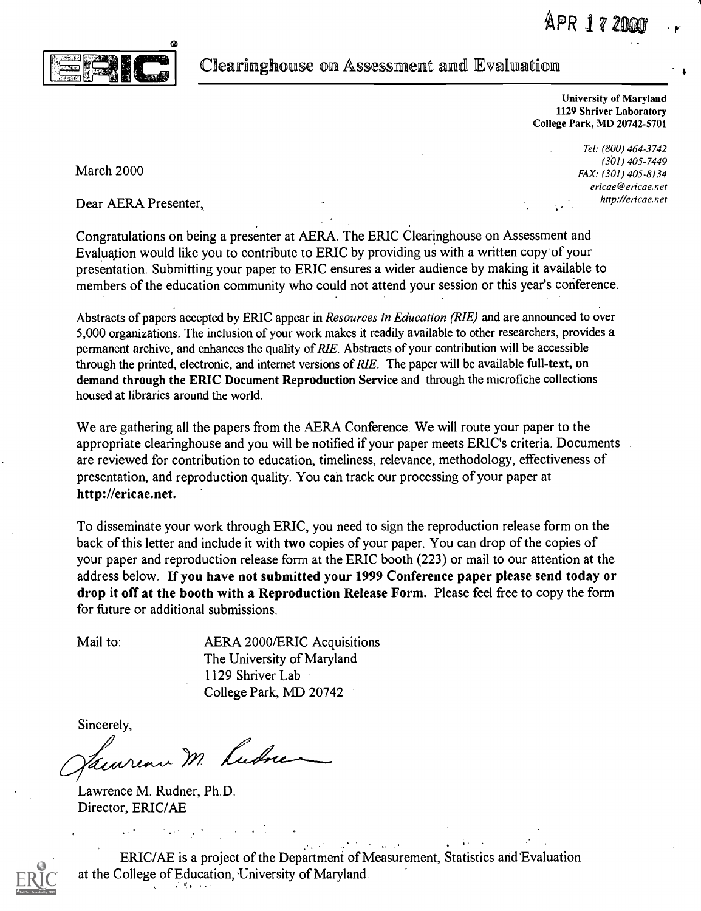APR 17 2000

# Clearinghouse on Assessment and Evaluation

**University of Maryland**
**1129 Shriver Laboratory**
**College Park, MD 20742-5701**

*Tel: (800) 464-3742*
*(301) 405-7449*
*FAX: (301) 405-8134*
*ericae@ericae.net*
*http://ericae.net*

March 2000

Dear AERA Presenter,

Congratulations on being a presenter at AERA. The ERIC Clearinghouse on Assessment and Evaluation would like you to contribute to ERIC by providing us with a written copy of your presentation. Submitting your paper to ERIC ensures a wider audience by making it available to members of the education community who could not attend your session or this year's conference.

Abstracts of papers accepted by ERIC appear in *Resources in Education (RIE)* and are announced to over 5,000 organizations. The inclusion of your work makes it readily available to other researchers, provides a permanent archive, and enhances the quality of *RIE*. Abstracts of your contribution will be accessible through the printed, electronic, and internet versions of *RIE*. The paper will be available **full-text, on demand through the ERIC Document Reproduction Service** and through the microfiche collections housed at libraries around the world.

We are gathering all the papers from the AERA Conference. We will route your paper to the appropriate clearinghouse and you will be notified if your paper meets ERIC's criteria. Documents are reviewed for contribution to education, timeliness, relevance, methodology, effectiveness of presentation, and reproduction quality. You can track our processing of your paper at **http://ericae.net.**

To disseminate your work through ERIC, you need to sign the reproduction release form on the back of this letter and include it with **two** copies of your paper. You can drop of the copies of your paper and reproduction release form at the ERIC booth (223) or mail to our attention at the address below. **If you have not submitted your 1999 Conference paper please send today or drop it off at the booth with a Reproduction Release Form.** Please feel free to copy the form for future or additional submissions.

Mail to: AERA 2000/ERIC Acquisitions
The University of Maryland
1129 Shriver Lab
College Park, MD 20742

Sincerely,

Lawrence M. Rudner

Lawrence M. Rudner, Ph.D.
Director, ERIC/AE

ERIC/AE is a project of the Department of Measurement, Statistics and Evaluation at the College of Education, University of Maryland.